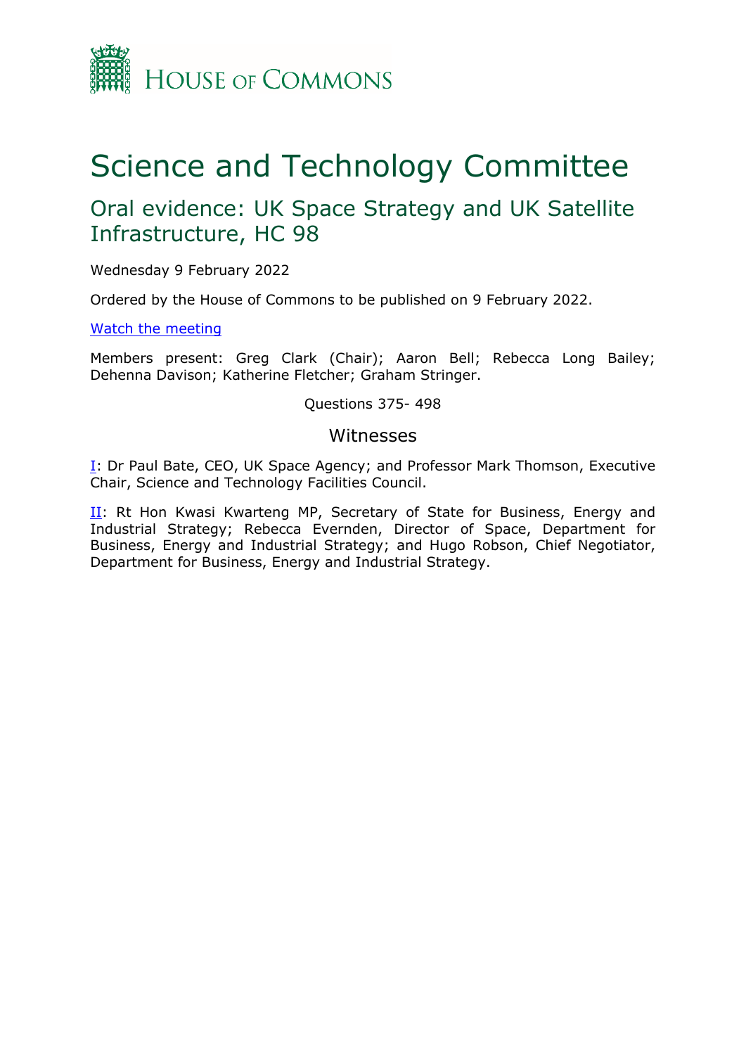HOUSE OF COMMONS

# Science and Technology Committee

## Oral evidence: UK Space Strategy and UK Satellite Infrastructure, HC 98

Wednesday 9 February 2022

Ordered by the House of Commons to be published on 9 February 2022.

[Watch the meeting]

Members present: Greg Clark (Chair); Aaron Bell; Rebecca Long Bailey; Dehenna Davison; Katherine Fletcher; Graham Stringer.

Questions 375- 498

### Witnesses

[I]: Dr Paul Bate, CEO, UK Space Agency; and Professor Mark Thomson, Executive Chair, Science and Technology Facilities Council.

[II]: Rt Hon Kwasi Kwarteng MP, Secretary of State for Business, Energy and Industrial Strategy; Rebecca Evernden, Director of Space, Department for Business, Energy and Industrial Strategy; and Hugo Robson, Chief Negotiator, Department for Business, Energy and Industrial Strategy.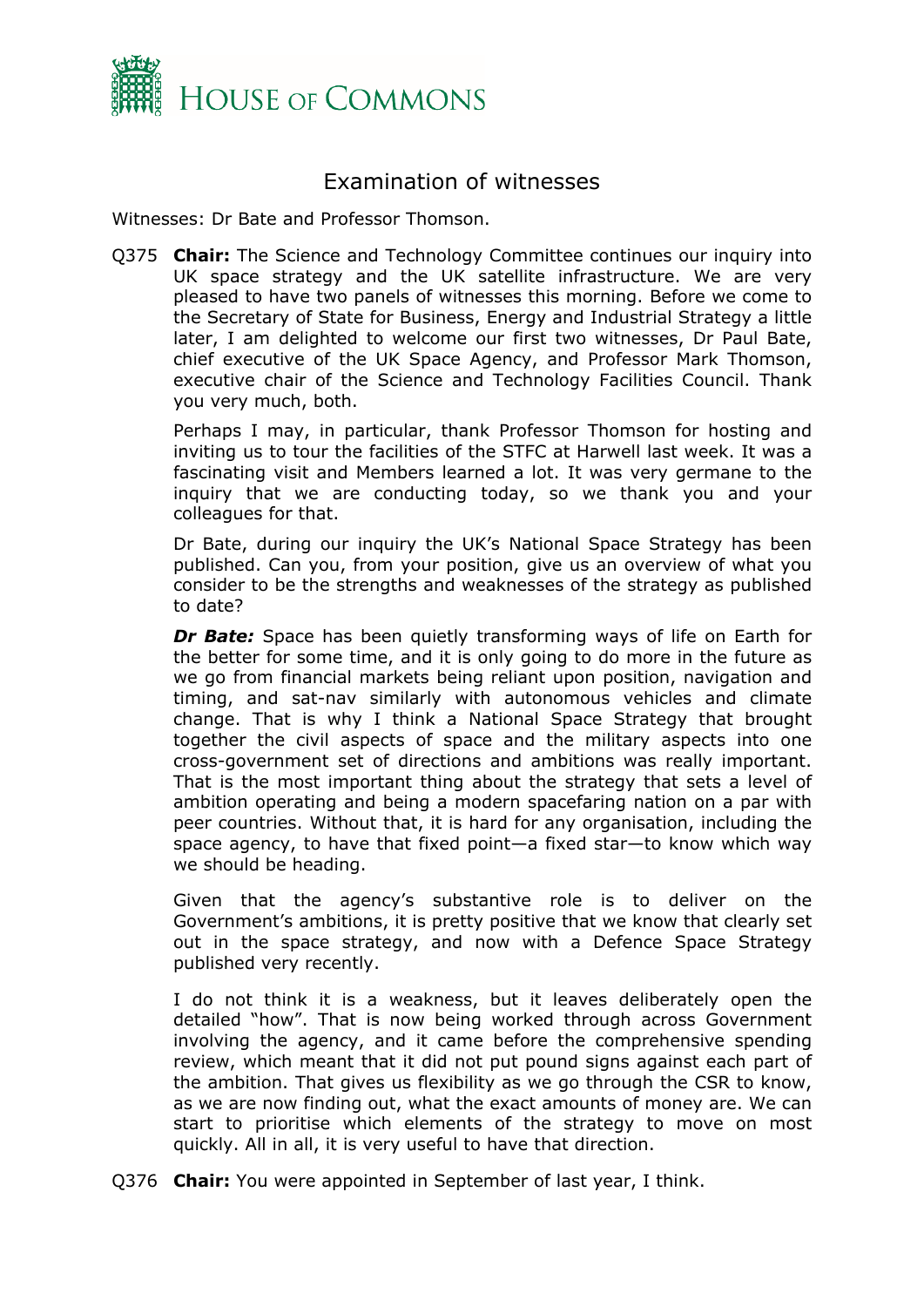# Examination of witnesses

Witnesses: Dr Bate and Professor Thomson.

Q375 **Chair:** The Science and Technology Committee continues our inquiry into UK space strategy and the UK satellite infrastructure. We are very pleased to have two panels of witnesses this morning. Before we come to the Secretary of State for Business, Energy and Industrial Strategy a little later, I am delighted to welcome our first two witnesses, Dr Paul Bate, chief executive of the UK Space Agency, and Professor Mark Thomson, executive chair of the Science and Technology Facilities Council. Thank you very much, both.

Perhaps I may, in particular, thank Professor Thomson for hosting and inviting us to tour the facilities of the STFC at Harwell last week. It was a fascinating visit and Members learned a lot. It was very germane to the inquiry that we are conducting today, so we thank you and your colleagues for that.

Dr Bate, during our inquiry the UK's National Space Strategy has been published. Can you, from your position, give us an overview of what you consider to be the strengths and weaknesses of the strategy as published to date?

***Dr Bate:*** Space has been quietly transforming ways of life on Earth for the better for some time, and it is only going to do more in the future as we go from financial markets being reliant upon position, navigation and timing, and sat-nav similarly with autonomous vehicles and climate change. That is why I think a National Space Strategy that brought together the civil aspects of space and the military aspects into one cross-government set of directions and ambitions was really important. That is the most important thing about the strategy that sets a level of ambition operating and being a modern spacefaring nation on a par with peer countries. Without that, it is hard for any organisation, including the space agency, to have that fixed point—a fixed star—to know which way we should be heading.

Given that the agency's substantive role is to deliver on the Government's ambitions, it is pretty positive that we know that clearly set out in the space strategy, and now with a Defence Space Strategy published very recently.

I do not think it is a weakness, but it leaves deliberately open the detailed "how". That is now being worked through across Government involving the agency, and it came before the comprehensive spending review, which meant that it did not put pound signs against each part of the ambition. That gives us flexibility as we go through the CSR to know, as we are now finding out, what the exact amounts of money are. We can start to prioritise which elements of the strategy to move on most quickly. All in all, it is very useful to have that direction.

Q376 **Chair:** You were appointed in September of last year, I think.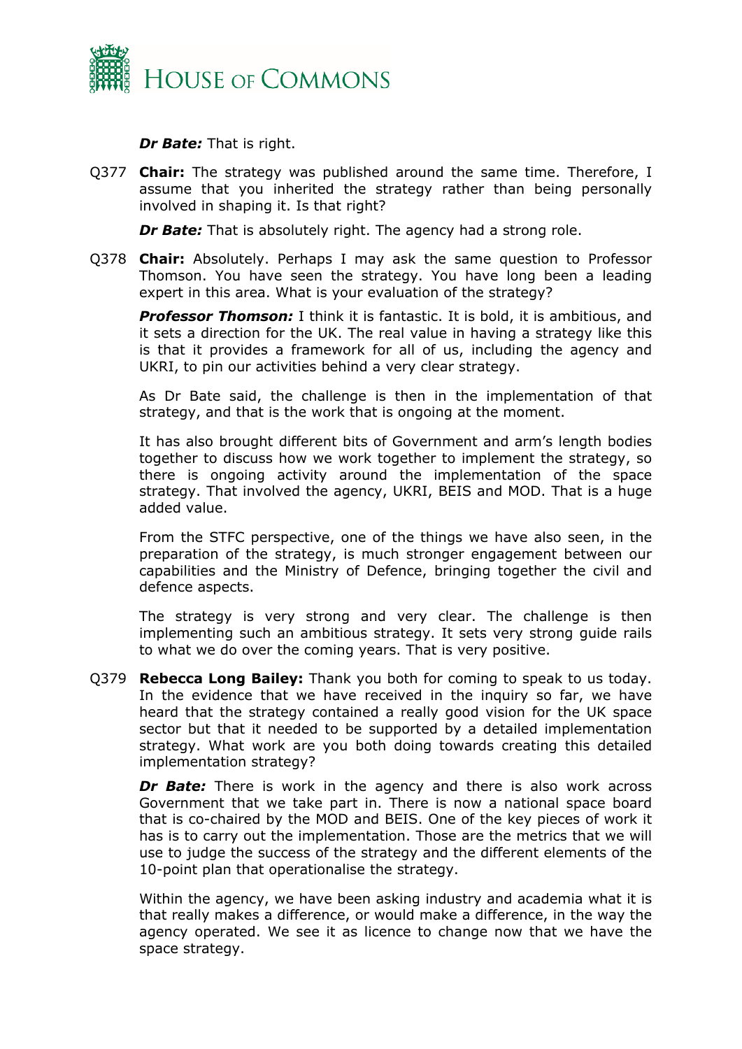***Dr Bate:*** That is right.

Q377 **Chair:** The strategy was published around the same time. Therefore, I assume that you inherited the strategy rather than being personally involved in shaping it. Is that right?

***Dr Bate:*** That is absolutely right. The agency had a strong role.

Q378 **Chair:** Absolutely. Perhaps I may ask the same question to Professor Thomson. You have seen the strategy. You have long been a leading expert in this area. What is your evaluation of the strategy?

***Professor Thomson:*** I think it is fantastic. It is bold, it is ambitious, and it sets a direction for the UK. The real value in having a strategy like this is that it provides a framework for all of us, including the agency and UKRI, to pin our activities behind a very clear strategy.

As Dr Bate said, the challenge is then in the implementation of that strategy, and that is the work that is ongoing at the moment.

It has also brought different bits of Government and arm's length bodies together to discuss how we work together to implement the strategy, so there is ongoing activity around the implementation of the space strategy. That involved the agency, UKRI, BEIS and MOD. That is a huge added value.

From the STFC perspective, one of the things we have also seen, in the preparation of the strategy, is much stronger engagement between our capabilities and the Ministry of Defence, bringing together the civil and defence aspects.

The strategy is very strong and very clear. The challenge is then implementing such an ambitious strategy. It sets very strong guide rails to what we do over the coming years. That is very positive.

Q379 **Rebecca Long Bailey:** Thank you both for coming to speak to us today. In the evidence that we have received in the inquiry so far, we have heard that the strategy contained a really good vision for the UK space sector but that it needed to be supported by a detailed implementation strategy. What work are you both doing towards creating this detailed implementation strategy?

***Dr Bate:*** There is work in the agency and there is also work across Government that we take part in. There is now a national space board that is co-chaired by the MOD and BEIS. One of the key pieces of work it has is to carry out the implementation. Those are the metrics that we will use to judge the success of the strategy and the different elements of the 10-point plan that operationalise the strategy.

Within the agency, we have been asking industry and academia what it is that really makes a difference, or would make a difference, in the way the agency operated. We see it as licence to change now that we have the space strategy.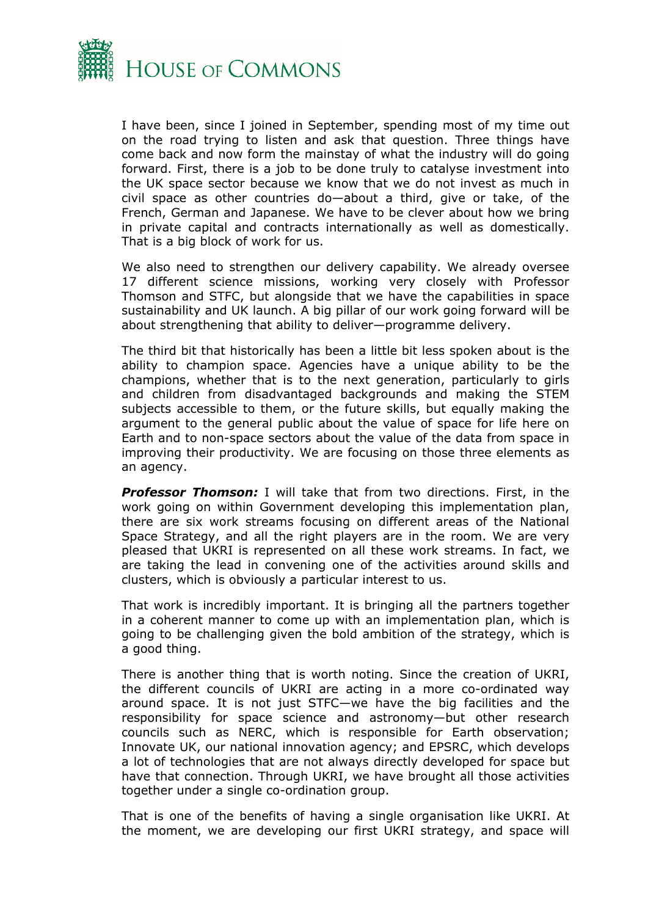I have been, since I joined in September, spending most of my time out on the road trying to listen and ask that question. Three things have come back and now form the mainstay of what the industry will do going forward. First, there is a job to be done truly to catalyse investment into the UK space sector because we know that we do not invest as much in civil space as other countries do—about a third, give or take, of the French, German and Japanese. We have to be clever about how we bring in private capital and contracts internationally as well as domestically. That is a big block of work for us.

We also need to strengthen our delivery capability. We already oversee 17 different science missions, working very closely with Professor Thomson and STFC, but alongside that we have the capabilities in space sustainability and UK launch. A big pillar of our work going forward will be about strengthening that ability to deliver—programme delivery.

The third bit that historically has been a little bit less spoken about is the ability to champion space. Agencies have a unique ability to be the champions, whether that is to the next generation, particularly to girls and children from disadvantaged backgrounds and making the STEM subjects accessible to them, or the future skills, but equally making the argument to the general public about the value of space for life here on Earth and to non-space sectors about the value of the data from space in improving their productivity. We are focusing on those three elements as an agency.

***Professor Thomson:*** I will take that from two directions. First, in the work going on within Government developing this implementation plan, there are six work streams focusing on different areas of the National Space Strategy, and all the right players are in the room. We are very pleased that UKRI is represented on all these work streams. In fact, we are taking the lead in convening one of the activities around skills and clusters, which is obviously a particular interest to us.

That work is incredibly important. It is bringing all the partners together in a coherent manner to come up with an implementation plan, which is going to be challenging given the bold ambition of the strategy, which is a good thing.

There is another thing that is worth noting. Since the creation of UKRI, the different councils of UKRI are acting in a more co-ordinated way around space. It is not just STFC—we have the big facilities and the responsibility for space science and astronomy—but other research councils such as NERC, which is responsible for Earth observation; Innovate UK, our national innovation agency; and EPSRC, which develops a lot of technologies that are not always directly developed for space but have that connection. Through UKRI, we have brought all those activities together under a single co-ordination group.

That is one of the benefits of having a single organisation like UKRI. At the moment, we are developing our first UKRI strategy, and space will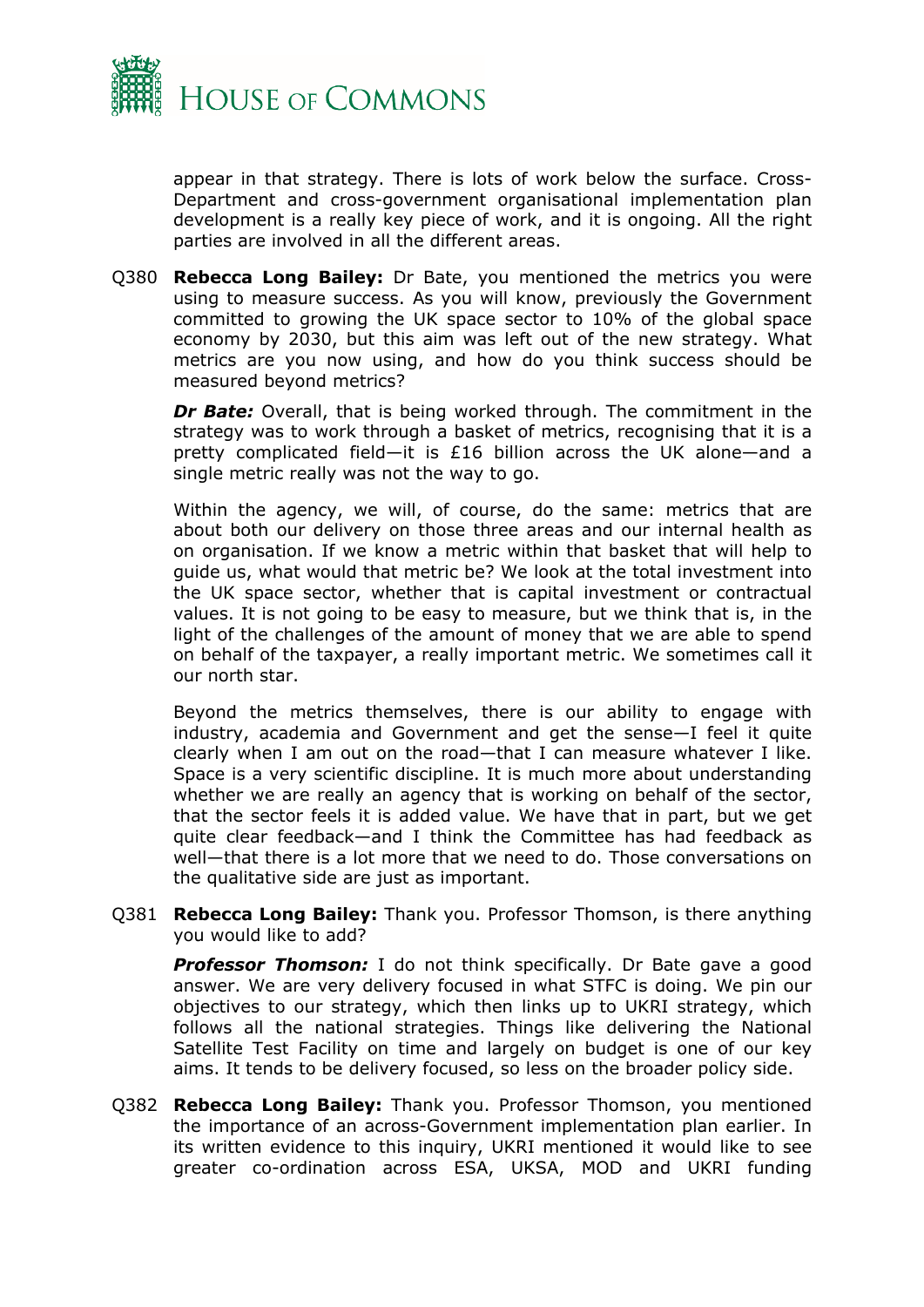appear in that strategy. There is lots of work below the surface. Cross-Department and cross-government organisational implementation plan development is a really key piece of work, and it is ongoing. All the right parties are involved in all the different areas.

Q380 **Rebecca Long Bailey:** Dr Bate, you mentioned the metrics you were using to measure success. As you will know, previously the Government committed to growing the UK space sector to 10% of the global space economy by 2030, but this aim was left out of the new strategy. What metrics are you now using, and how do you think success should be measured beyond metrics?

***Dr Bate:*** Overall, that is being worked through. The commitment in the strategy was to work through a basket of metrics, recognising that it is a pretty complicated field—it is £16 billion across the UK alone—and a single metric really was not the way to go.

Within the agency, we will, of course, do the same: metrics that are about both our delivery on those three areas and our internal health as on organisation. If we know a metric within that basket that will help to guide us, what would that metric be? We look at the total investment into the UK space sector, whether that is capital investment or contractual values. It is not going to be easy to measure, but we think that is, in the light of the challenges of the amount of money that we are able to spend on behalf of the taxpayer, a really important metric. We sometimes call it our north star.

Beyond the metrics themselves, there is our ability to engage with industry, academia and Government and get the sense—I feel it quite clearly when I am out on the road—that I can measure whatever I like. Space is a very scientific discipline. It is much more about understanding whether we are really an agency that is working on behalf of the sector, that the sector feels it is added value. We have that in part, but we get quite clear feedback—and I think the Committee has had feedback as well—that there is a lot more that we need to do. Those conversations on the qualitative side are just as important.

Q381 **Rebecca Long Bailey:** Thank you. Professor Thomson, is there anything you would like to add?

***Professor Thomson:*** I do not think specifically. Dr Bate gave a good answer. We are very delivery focused in what STFC is doing. We pin our objectives to our strategy, which then links up to UKRI strategy, which follows all the national strategies. Things like delivering the National Satellite Test Facility on time and largely on budget is one of our key aims. It tends to be delivery focused, so less on the broader policy side.

Q382 **Rebecca Long Bailey:** Thank you. Professor Thomson, you mentioned the importance of an across-Government implementation plan earlier. In its written evidence to this inquiry, UKRI mentioned it would like to see greater co-ordination across ESA, UKSA, MOD and UKRI funding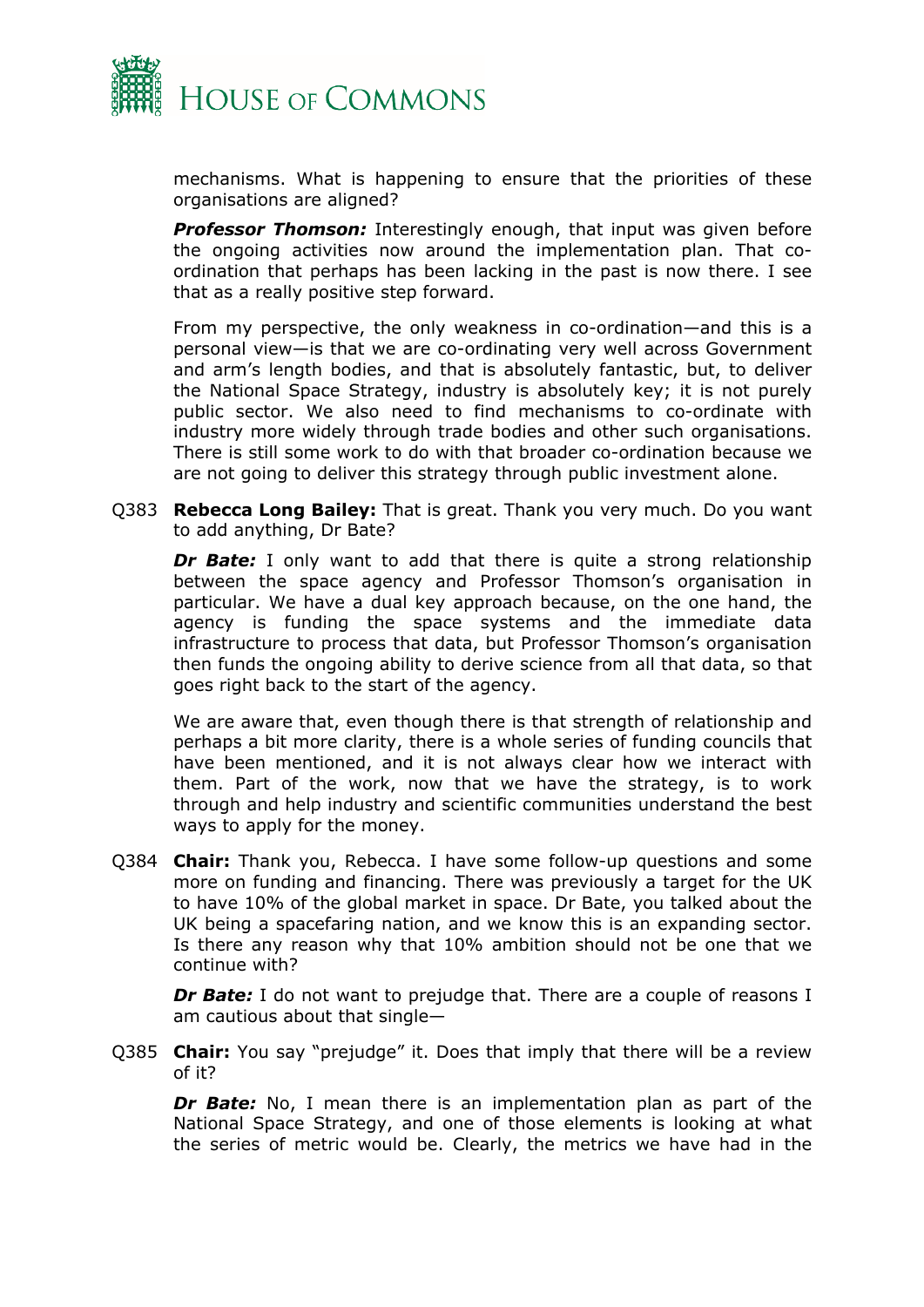mechanisms. What is happening to ensure that the priorities of these organisations are aligned?

***Professor Thomson:*** Interestingly enough, that input was given before the ongoing activities now around the implementation plan. That co-ordination that perhaps has been lacking in the past is now there. I see that as a really positive step forward.

From my perspective, the only weakness in co-ordination—and this is a personal view—is that we are co-ordinating very well across Government and arm's length bodies, and that is absolutely fantastic, but, to deliver the National Space Strategy, industry is absolutely key; it is not purely public sector. We also need to find mechanisms to co-ordinate with industry more widely through trade bodies and other such organisations. There is still some work to do with that broader co-ordination because we are not going to deliver this strategy through public investment alone.

Q383 **Rebecca Long Bailey:** That is great. Thank you very much. Do you want to add anything, Dr Bate?

***Dr Bate:*** I only want to add that there is quite a strong relationship between the space agency and Professor Thomson's organisation in particular. We have a dual key approach because, on the one hand, the agency is funding the space systems and the immediate data infrastructure to process that data, but Professor Thomson's organisation then funds the ongoing ability to derive science from all that data, so that goes right back to the start of the agency.

We are aware that, even though there is that strength of relationship and perhaps a bit more clarity, there is a whole series of funding councils that have been mentioned, and it is not always clear how we interact with them. Part of the work, now that we have the strategy, is to work through and help industry and scientific communities understand the best ways to apply for the money.

Q384 **Chair:** Thank you, Rebecca. I have some follow-up questions and some more on funding and financing. There was previously a target for the UK to have 10% of the global market in space. Dr Bate, you talked about the UK being a spacefaring nation, and we know this is an expanding sector. Is there any reason why that 10% ambition should not be one that we continue with?

***Dr Bate:*** I do not want to prejudge that. There are a couple of reasons I am cautious about that single—

Q385 **Chair:** You say "prejudge" it. Does that imply that there will be a review of it?

***Dr Bate:*** No, I mean there is an implementation plan as part of the National Space Strategy, and one of those elements is looking at what the series of metric would be. Clearly, the metrics we have had in the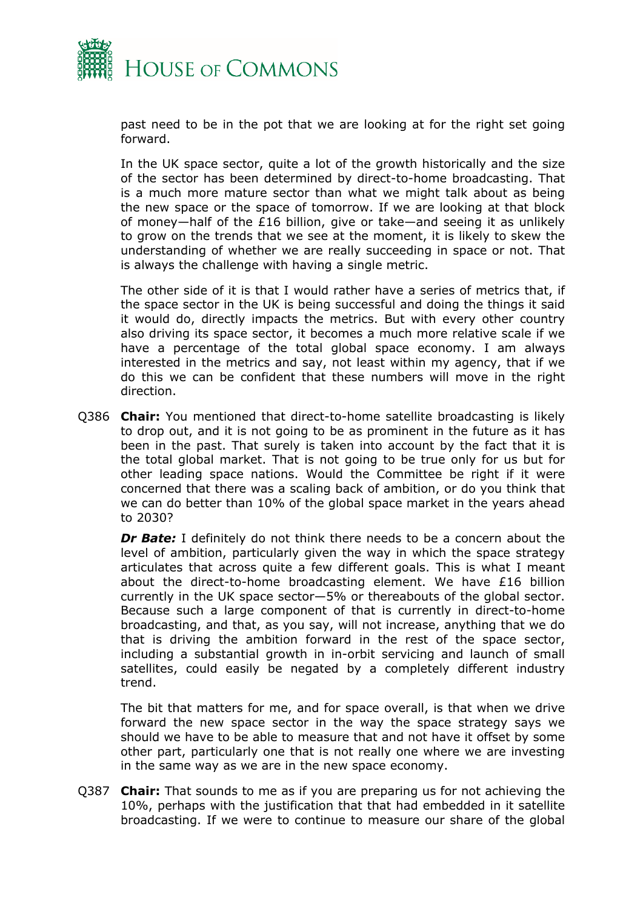past need to be in the pot that we are looking at for the right set going forward.

In the UK space sector, quite a lot of the growth historically and the size of the sector has been determined by direct-to-home broadcasting. That is a much more mature sector than what we might talk about as being the new space or the space of tomorrow. If we are looking at that block of money—half of the £16 billion, give or take—and seeing it as unlikely to grow on the trends that we see at the moment, it is likely to skew the understanding of whether we are really succeeding in space or not. That is always the challenge with having a single metric.

The other side of it is that I would rather have a series of metrics that, if the space sector in the UK is being successful and doing the things it said it would do, directly impacts the metrics. But with every other country also driving its space sector, it becomes a much more relative scale if we have a percentage of the total global space economy. I am always interested in the metrics and say, not least within my agency, that if we do this we can be confident that these numbers will move in the right direction.

Q386 **Chair:** You mentioned that direct-to-home satellite broadcasting is likely to drop out, and it is not going to be as prominent in the future as it has been in the past. That surely is taken into account by the fact that it is the total global market. That is not going to be true only for us but for other leading space nations. Would the Committee be right if it were concerned that there was a scaling back of ambition, or do you think that we can do better than 10% of the global space market in the years ahead to 2030?

***Dr Bate:*** I definitely do not think there needs to be a concern about the level of ambition, particularly given the way in which the space strategy articulates that across quite a few different goals. This is what I meant about the direct-to-home broadcasting element. We have £16 billion currently in the UK space sector—5% or thereabouts of the global sector. Because such a large component of that is currently in direct-to-home broadcasting, and that, as you say, will not increase, anything that we do that is driving the ambition forward in the rest of the space sector, including a substantial growth in in-orbit servicing and launch of small satellites, could easily be negated by a completely different industry trend.

The bit that matters for me, and for space overall, is that when we drive forward the new space sector in the way the space strategy says we should we have to be able to measure that and not have it offset by some other part, particularly one that is not really one where we are investing in the same way as we are in the new space economy.

Q387 **Chair:** That sounds to me as if you are preparing us for not achieving the 10%, perhaps with the justification that that had embedded in it satellite broadcasting. If we were to continue to measure our share of the global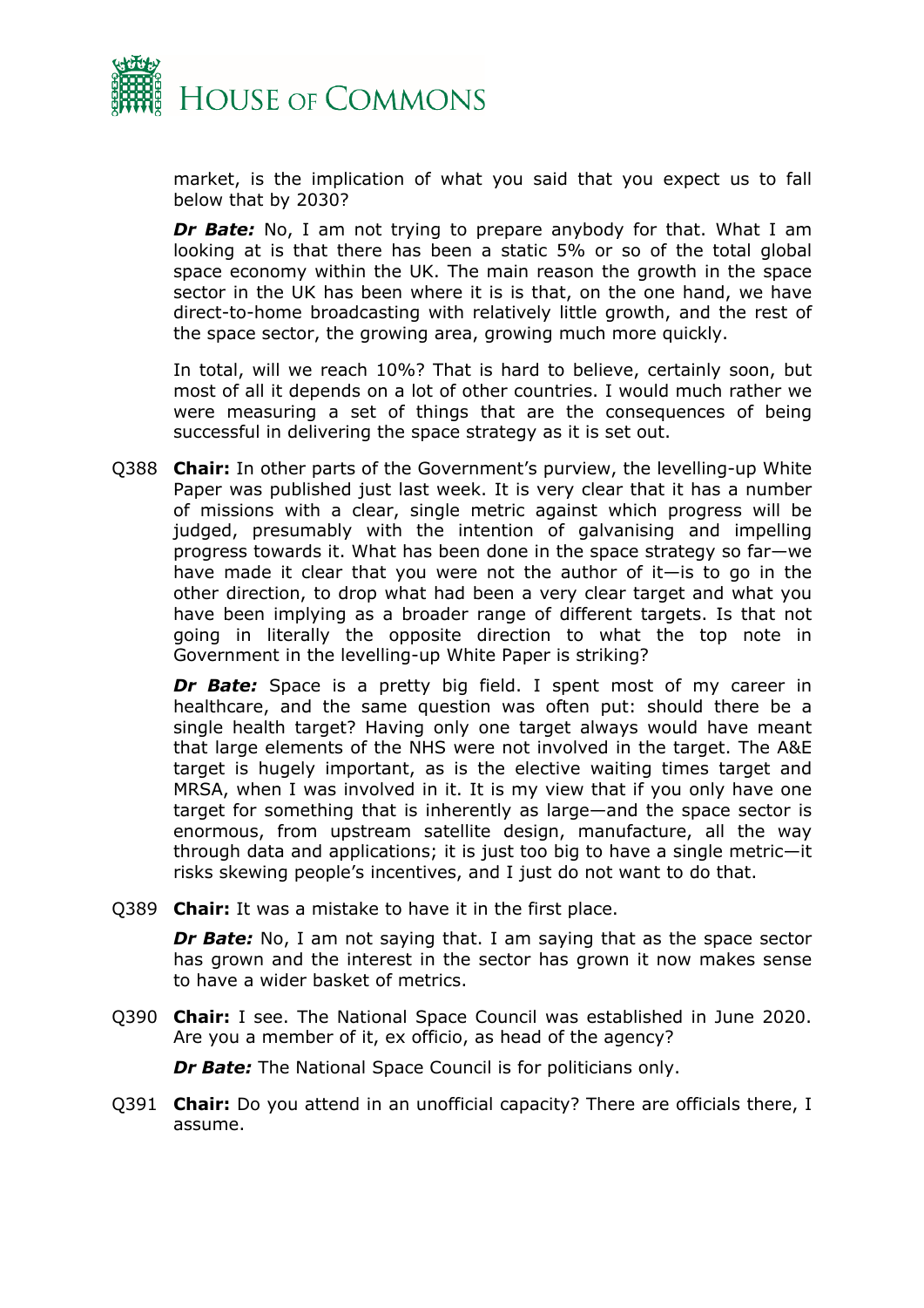market, is the implication of what you said that you expect us to fall below that by 2030?

***Dr Bate:*** No, I am not trying to prepare anybody for that. What I am looking at is that there has been a static 5% or so of the total global space economy within the UK. The main reason the growth in the space sector in the UK has been where it is is that, on the one hand, we have direct-to-home broadcasting with relatively little growth, and the rest of the space sector, the growing area, growing much more quickly.

In total, will we reach 10%? That is hard to believe, certainly soon, but most of all it depends on a lot of other countries. I would much rather we were measuring a set of things that are the consequences of being successful in delivering the space strategy as it is set out.

Q388 **Chair:** In other parts of the Government's purview, the levelling-up White Paper was published just last week. It is very clear that it has a number of missions with a clear, single metric against which progress will be judged, presumably with the intention of galvanising and impelling progress towards it. What has been done in the space strategy so far—we have made it clear that you were not the author of it—is to go in the other direction, to drop what had been a very clear target and what you have been implying as a broader range of different targets. Is that not going in literally the opposite direction to what the top note in Government in the levelling-up White Paper is striking?

***Dr Bate:*** Space is a pretty big field. I spent most of my career in healthcare, and the same question was often put: should there be a single health target? Having only one target always would have meant that large elements of the NHS were not involved in the target. The A&E target is hugely important, as is the elective waiting times target and MRSA, when I was involved in it. It is my view that if you only have one target for something that is inherently as large—and the space sector is enormous, from upstream satellite design, manufacture, all the way through data and applications; it is just too big to have a single metric—it risks skewing people's incentives, and I just do not want to do that.

Q389 **Chair:** It was a mistake to have it in the first place.

***Dr Bate:*** No, I am not saying that. I am saying that as the space sector has grown and the interest in the sector has grown it now makes sense to have a wider basket of metrics.

Q390 **Chair:** I see. The National Space Council was established in June 2020. Are you a member of it, ex officio, as head of the agency?

***Dr Bate:*** The National Space Council is for politicians only.

Q391 **Chair:** Do you attend in an unofficial capacity? There are officials there, I assume.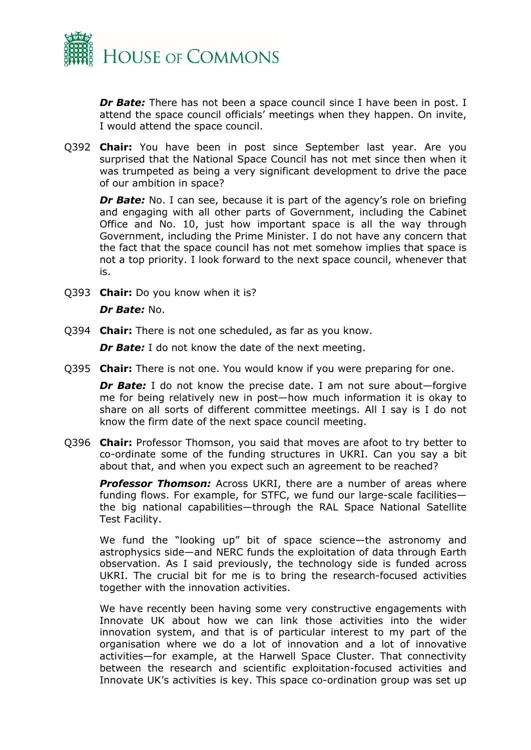***Dr Bate:*** There has not been a space council since I have been in post. I attend the space council officials' meetings when they happen. On invite, I would attend the space council.

Q392 **Chair:** You have been in post since September last year. Are you surprised that the National Space Council has not met since then when it was trumpeted as being a very significant development to drive the pace of our ambition in space?

***Dr Bate:*** No. I can see, because it is part of the agency's role on briefing and engaging with all other parts of Government, including the Cabinet Office and No. 10, just how important space is all the way through Government, including the Prime Minister. I do not have any concern that the fact that the space council has not met somehow implies that space is not a top priority. I look forward to the next space council, whenever that is.

Q393 **Chair:** Do you know when it is?

***Dr Bate:*** No.

Q394 **Chair:** There is not one scheduled, as far as you know.

***Dr Bate:*** I do not know the date of the next meeting.

Q395 **Chair:** There is not one. You would know if you were preparing for one.

***Dr Bate:*** I do not know the precise date. I am not sure about—forgive me for being relatively new in post—how much information it is okay to share on all sorts of different committee meetings. All I say is I do not know the firm date of the next space council meeting.

Q396 **Chair:** Professor Thomson, you said that moves are afoot to try better to co-ordinate some of the funding structures in UKRI. Can you say a bit about that, and when you expect such an agreement to be reached?

***Professor Thomson:*** Across UKRI, there are a number of areas where funding flows. For example, for STFC, we fund our large-scale facilities—the big national capabilities—through the RAL Space National Satellite Test Facility.

We fund the "looking up" bit of space science—the astronomy and astrophysics side—and NERC funds the exploitation of data through Earth observation. As I said previously, the technology side is funded across UKRI. The crucial bit for me is to bring the research-focused activities together with the innovation activities.

We have recently been having some very constructive engagements with Innovate UK about how we can link those activities into the wider innovation system, and that is of particular interest to my part of the organisation where we do a lot of innovation and a lot of innovative activities—for example, at the Harwell Space Cluster. That connectivity between the research and scientific exploitation-focused activities and Innovate UK's activities is key. This space co-ordination group was set up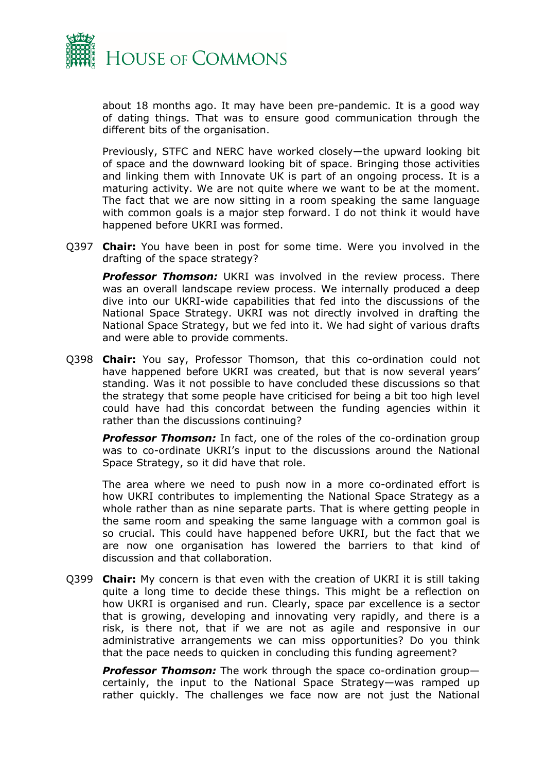about 18 months ago. It may have been pre-pandemic. It is a good way of dating things. That was to ensure good communication through the different bits of the organisation.

Previously, STFC and NERC have worked closely—the upward looking bit of space and the downward looking bit of space. Bringing those activities and linking them with Innovate UK is part of an ongoing process. It is a maturing activity. We are not quite where we want to be at the moment. The fact that we are now sitting in a room speaking the same language with common goals is a major step forward. I do not think it would have happened before UKRI was formed.

Q397 **Chair:** You have been in post for some time. Were you involved in the drafting of the space strategy?

***Professor Thomson:*** UKRI was involved in the review process. There was an overall landscape review process. We internally produced a deep dive into our UKRI-wide capabilities that fed into the discussions of the National Space Strategy. UKRI was not directly involved in drafting the National Space Strategy, but we fed into it. We had sight of various drafts and were able to provide comments.

Q398 **Chair:** You say, Professor Thomson, that this co-ordination could not have happened before UKRI was created, but that is now several years' standing. Was it not possible to have concluded these discussions so that the strategy that some people have criticised for being a bit too high level could have had this concordat between the funding agencies within it rather than the discussions continuing?

***Professor Thomson:*** In fact, one of the roles of the co-ordination group was to co-ordinate UKRI's input to the discussions around the National Space Strategy, so it did have that role.

The area where we need to push now in a more co-ordinated effort is how UKRI contributes to implementing the National Space Strategy as a whole rather than as nine separate parts. That is where getting people in the same room and speaking the same language with a common goal is so crucial. This could have happened before UKRI, but the fact that we are now one organisation has lowered the barriers to that kind of discussion and that collaboration.

Q399 **Chair:** My concern is that even with the creation of UKRI it is still taking quite a long time to decide these things. This might be a reflection on how UKRI is organised and run. Clearly, space par excellence is a sector that is growing, developing and innovating very rapidly, and there is a risk, is there not, that if we are not as agile and responsive in our administrative arrangements we can miss opportunities? Do you think that the pace needs to quicken in concluding this funding agreement?

***Professor Thomson:*** The work through the space co-ordination group—certainly, the input to the National Space Strategy—was ramped up rather quickly. The challenges we face now are not just the National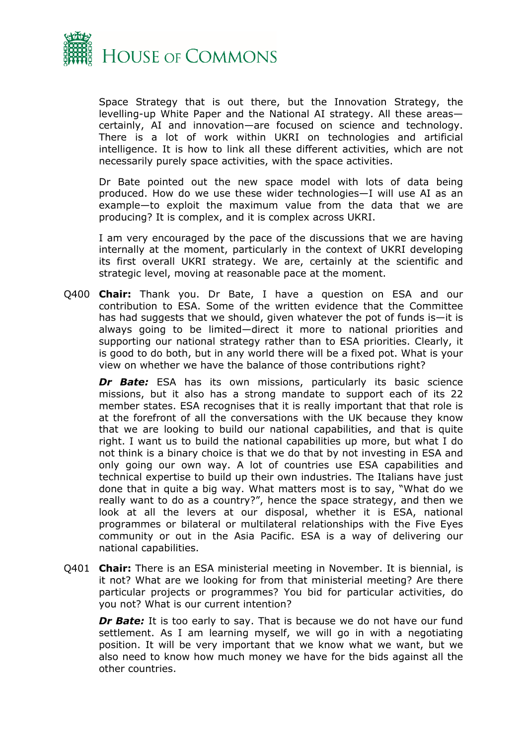Space Strategy that is out there, but the Innovation Strategy, the levelling-up White Paper and the National AI strategy. All these areas—certainly, AI and innovation—are focused on science and technology. There is a lot of work within UKRI on technologies and artificial intelligence. It is how to link all these different activities, which are not necessarily purely space activities, with the space activities.

Dr Bate pointed out the new space model with lots of data being produced. How do we use these wider technologies—I will use AI as an example—to exploit the maximum value from the data that we are producing? It is complex, and it is complex across UKRI.

I am very encouraged by the pace of the discussions that we are having internally at the moment, particularly in the context of UKRI developing its first overall UKRI strategy. We are, certainly at the scientific and strategic level, moving at reasonable pace at the moment.

Q400 **Chair:** Thank you. Dr Bate, I have a question on ESA and our contribution to ESA. Some of the written evidence that the Committee has had suggests that we should, given whatever the pot of funds is—it is always going to be limited—direct it more to national priorities and supporting our national strategy rather than to ESA priorities. Clearly, it is good to do both, but in any world there will be a fixed pot. What is your view on whether we have the balance of those contributions right?

***Dr Bate:*** ESA has its own missions, particularly its basic science missions, but it also has a strong mandate to support each of its 22 member states. ESA recognises that it is really important that that role is at the forefront of all the conversations with the UK because they know that we are looking to build our national capabilities, and that is quite right. I want us to build the national capabilities up more, but what I do not think is a binary choice is that we do that by not investing in ESA and only going our own way. A lot of countries use ESA capabilities and technical expertise to build up their own industries. The Italians have just done that in quite a big way. What matters most is to say, "What do we really want to do as a country?", hence the space strategy, and then we look at all the levers at our disposal, whether it is ESA, national programmes or bilateral or multilateral relationships with the Five Eyes community or out in the Asia Pacific. ESA is a way of delivering our national capabilities.

Q401 **Chair:** There is an ESA ministerial meeting in November. It is biennial, is it not? What are we looking for from that ministerial meeting? Are there particular projects or programmes? You bid for particular activities, do you not? What is our current intention?

***Dr Bate:*** It is too early to say. That is because we do not have our fund settlement. As I am learning myself, we will go in with a negotiating position. It will be very important that we know what we want, but we also need to know how much money we have for the bids against all the other countries.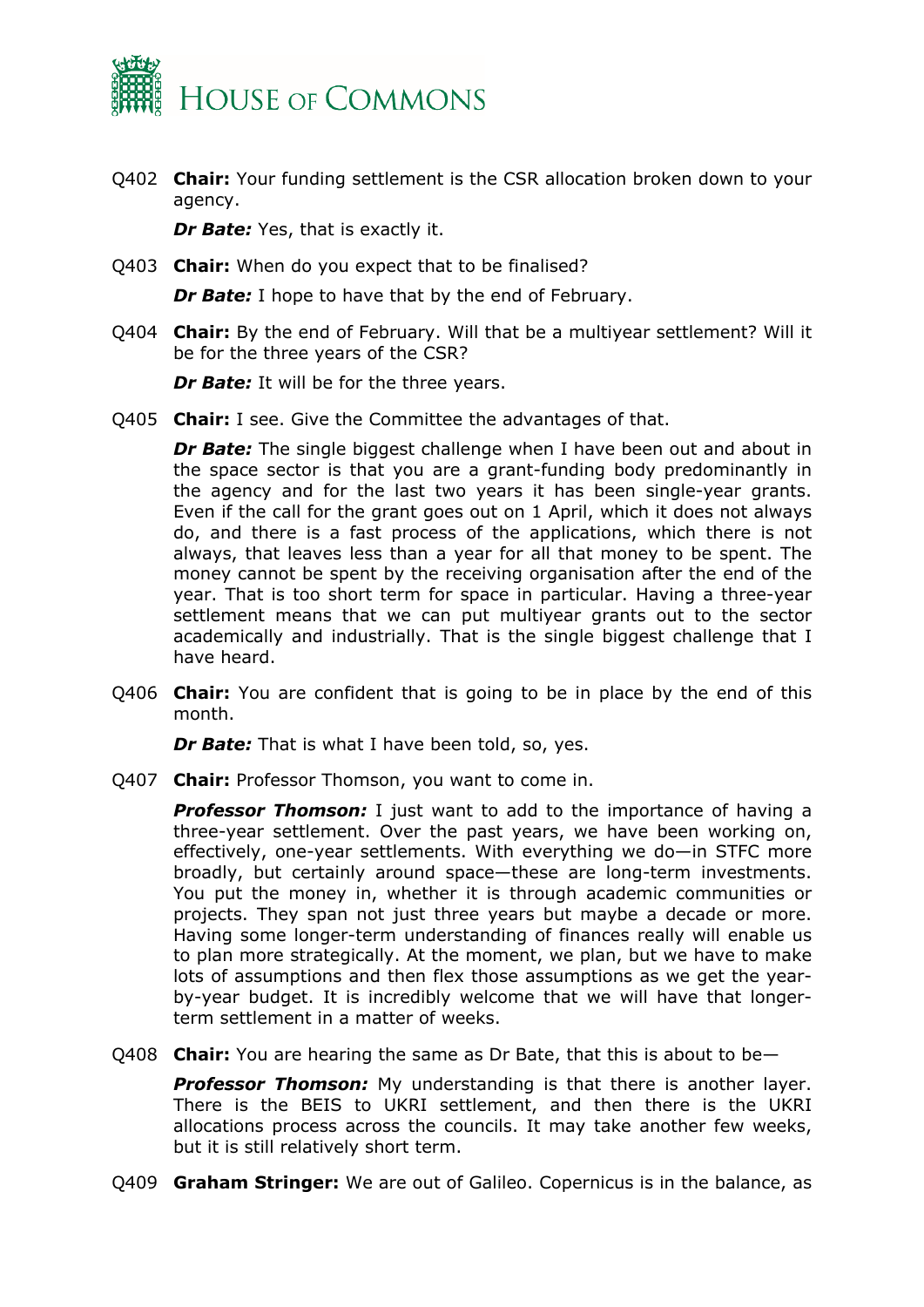Q402 **Chair:** Your funding settlement is the CSR allocation broken down to your agency.

***Dr Bate:*** Yes, that is exactly it.

Q403 **Chair:** When do you expect that to be finalised?

***Dr Bate:*** I hope to have that by the end of February.

Q404 **Chair:** By the end of February. Will that be a multiyear settlement? Will it be for the three years of the CSR?

***Dr Bate:*** It will be for the three years.

Q405 **Chair:** I see. Give the Committee the advantages of that.

***Dr Bate:*** The single biggest challenge when I have been out and about in the space sector is that you are a grant-funding body predominantly in the agency and for the last two years it has been single-year grants. Even if the call for the grant goes out on 1 April, which it does not always do, and there is a fast process of the applications, which there is not always, that leaves less than a year for all that money to be spent. The money cannot be spent by the receiving organisation after the end of the year. That is too short term for space in particular. Having a three-year settlement means that we can put multiyear grants out to the sector academically and industrially. That is the single biggest challenge that I have heard.

Q406 **Chair:** You are confident that is going to be in place by the end of this month.

***Dr Bate:*** That is what I have been told, so, yes.

Q407 **Chair:** Professor Thomson, you want to come in.

***Professor Thomson:*** I just want to add to the importance of having a three-year settlement. Over the past years, we have been working on, effectively, one-year settlements. With everything we do—in STFC more broadly, but certainly around space—these are long-term investments. You put the money in, whether it is through academic communities or projects. They span not just three years but maybe a decade or more. Having some longer-term understanding of finances really will enable us to plan more strategically. At the moment, we plan, but we have to make lots of assumptions and then flex those assumptions as we get the year-by-year budget. It is incredibly welcome that we will have that longer-term settlement in a matter of weeks.

Q408 **Chair:** You are hearing the same as Dr Bate, that this is about to be—

***Professor Thomson:*** My understanding is that there is another layer. There is the BEIS to UKRI settlement, and then there is the UKRI allocations process across the councils. It may take another few weeks, but it is still relatively short term.

Q409 **Graham Stringer:** We are out of Galileo. Copernicus is in the balance, as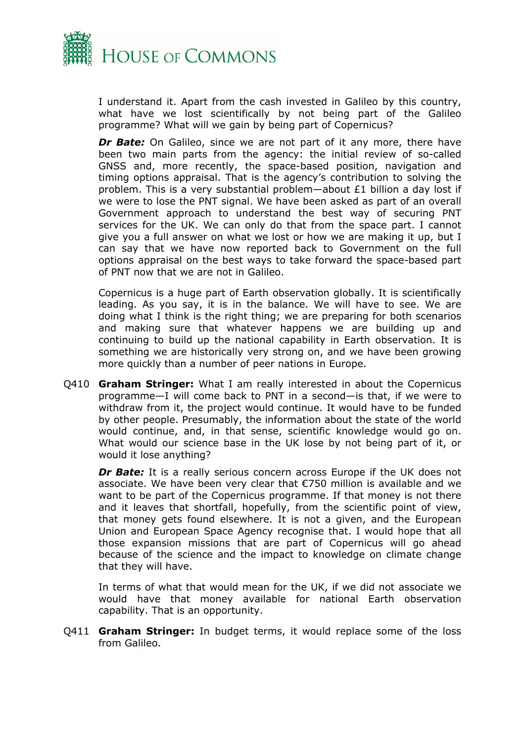I understand it. Apart from the cash invested in Galileo by this country, what have we lost scientifically by not being part of the Galileo programme? What will we gain by being part of Copernicus?

***Dr Bate:*** On Galileo, since we are not part of it any more, there have been two main parts from the agency: the initial review of so-called GNSS and, more recently, the space-based position, navigation and timing options appraisal. That is the agency's contribution to solving the problem. This is a very substantial problem—about £1 billion a day lost if we were to lose the PNT signal. We have been asked as part of an overall Government approach to understand the best way of securing PNT services for the UK. We can only do that from the space part. I cannot give you a full answer on what we lost or how we are making it up, but I can say that we have now reported back to Government on the full options appraisal on the best ways to take forward the space-based part of PNT now that we are not in Galileo.

Copernicus is a huge part of Earth observation globally. It is scientifically leading. As you say, it is in the balance. We will have to see. We are doing what I think is the right thing; we are preparing for both scenarios and making sure that whatever happens we are building up and continuing to build up the national capability in Earth observation. It is something we are historically very strong on, and we have been growing more quickly than a number of peer nations in Europe.

Q410 **Graham Stringer:** What I am really interested in about the Copernicus programme—I will come back to PNT in a second—is that, if we were to withdraw from it, the project would continue. It would have to be funded by other people. Presumably, the information about the state of the world would continue, and, in that sense, scientific knowledge would go on. What would our science base in the UK lose by not being part of it, or would it lose anything?

***Dr Bate:*** It is a really serious concern across Europe if the UK does not associate. We have been very clear that €750 million is available and we want to be part of the Copernicus programme. If that money is not there and it leaves that shortfall, hopefully, from the scientific point of view, that money gets found elsewhere. It is not a given, and the European Union and European Space Agency recognise that. I would hope that all those expansion missions that are part of Copernicus will go ahead because of the science and the impact to knowledge on climate change that they will have.

In terms of what that would mean for the UK, if we did not associate we would have that money available for national Earth observation capability. That is an opportunity.

Q411 **Graham Stringer:** In budget terms, it would replace some of the loss from Galileo.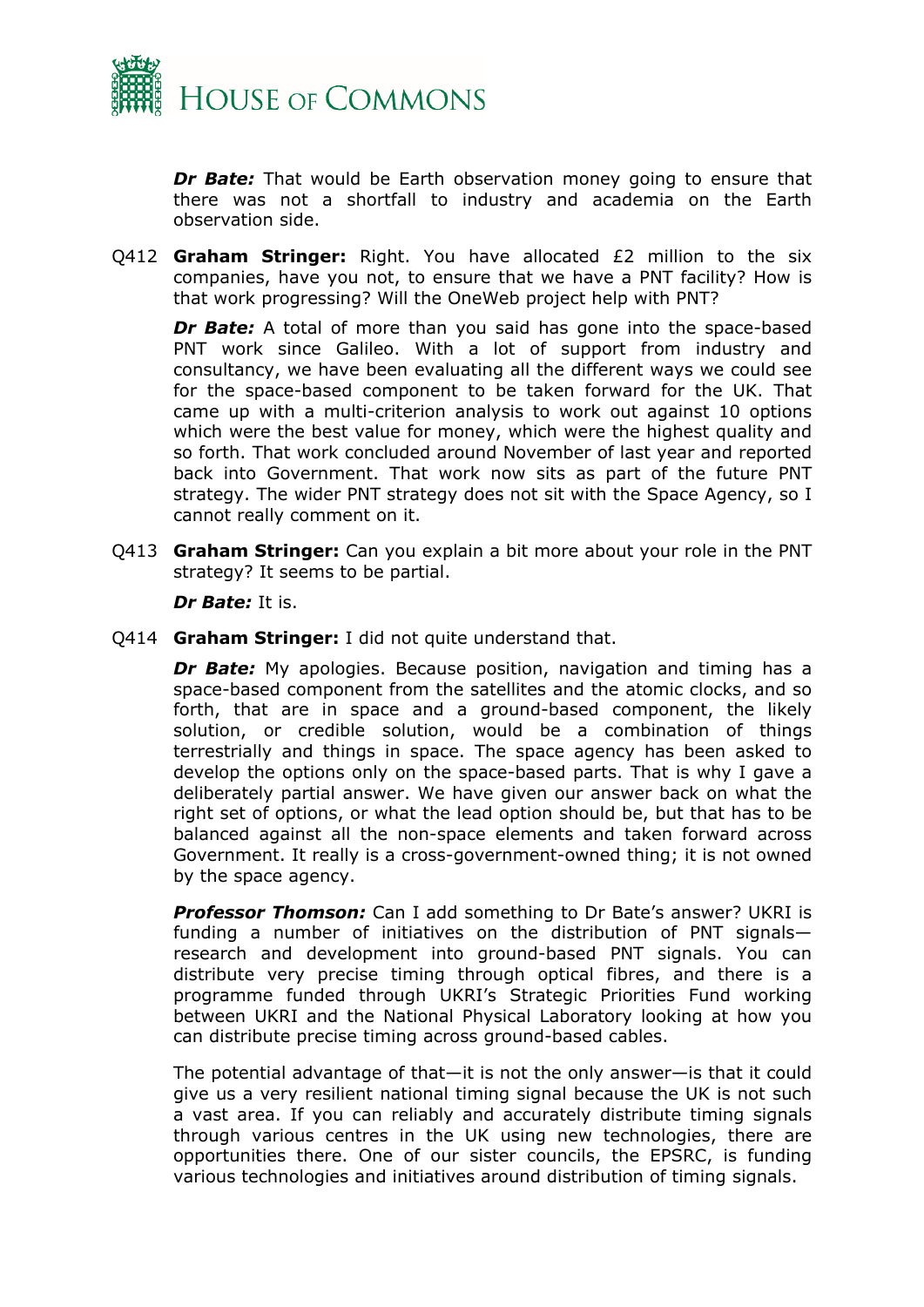***Dr Bate:*** That would be Earth observation money going to ensure that there was not a shortfall to industry and academia on the Earth observation side.

Q412 **Graham Stringer:** Right. You have allocated £2 million to the six companies, have you not, to ensure that we have a PNT facility? How is that work progressing? Will the OneWeb project help with PNT?

***Dr Bate:*** A total of more than you said has gone into the space-based PNT work since Galileo. With a lot of support from industry and consultancy, we have been evaluating all the different ways we could see for the space-based component to be taken forward for the UK. That came up with a multi-criterion analysis to work out against 10 options which were the best value for money, which were the highest quality and so forth. That work concluded around November of last year and reported back into Government. That work now sits as part of the future PNT strategy. The wider PNT strategy does not sit with the Space Agency, so I cannot really comment on it.

Q413 **Graham Stringer:** Can you explain a bit more about your role in the PNT strategy? It seems to be partial.

***Dr Bate:*** It is.

Q414 **Graham Stringer:** I did not quite understand that.

***Dr Bate:*** My apologies. Because position, navigation and timing has a space-based component from the satellites and the atomic clocks, and so forth, that are in space and a ground-based component, the likely solution, or credible solution, would be a combination of things terrestrially and things in space. The space agency has been asked to develop the options only on the space-based parts. That is why I gave a deliberately partial answer. We have given our answer back on what the right set of options, or what the lead option should be, but that has to be balanced against all the non-space elements and taken forward across Government. It really is a cross-government-owned thing; it is not owned by the space agency.

***Professor Thomson:*** Can I add something to Dr Bate's answer? UKRI is funding a number of initiatives on the distribution of PNT signals—research and development into ground-based PNT signals. You can distribute very precise timing through optical fibres, and there is a programme funded through UKRI's Strategic Priorities Fund working between UKRI and the National Physical Laboratory looking at how you can distribute precise timing across ground-based cables.

The potential advantage of that—it is not the only answer—is that it could give us a very resilient national timing signal because the UK is not such a vast area. If you can reliably and accurately distribute timing signals through various centres in the UK using new technologies, there are opportunities there. One of our sister councils, the EPSRC, is funding various technologies and initiatives around distribution of timing signals.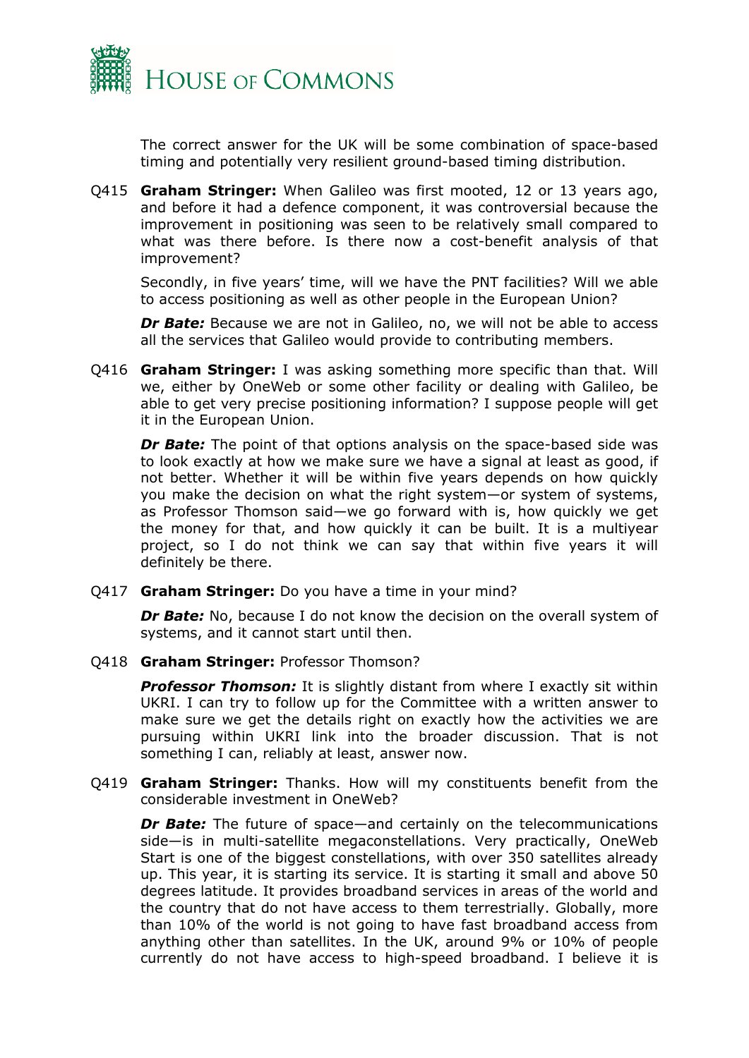The correct answer for the UK will be some combination of space-based timing and potentially very resilient ground-based timing distribution.

Q415 **Graham Stringer:** When Galileo was first mooted, 12 or 13 years ago, and before it had a defence component, it was controversial because the improvement in positioning was seen to be relatively small compared to what was there before. Is there now a cost-benefit analysis of that improvement?

Secondly, in five years' time, will we have the PNT facilities? Will we able to access positioning as well as other people in the European Union?

***Dr Bate:*** Because we are not in Galileo, no, we will not be able to access all the services that Galileo would provide to contributing members.

Q416 **Graham Stringer:** I was asking something more specific than that. Will we, either by OneWeb or some other facility or dealing with Galileo, be able to get very precise positioning information? I suppose people will get it in the European Union.

***Dr Bate:*** The point of that options analysis on the space-based side was to look exactly at how we make sure we have a signal at least as good, if not better. Whether it will be within five years depends on how quickly you make the decision on what the right system—or system of systems, as Professor Thomson said—we go forward with is, how quickly we get the money for that, and how quickly it can be built. It is a multiyear project, so I do not think we can say that within five years it will definitely be there.

Q417 **Graham Stringer:** Do you have a time in your mind?

***Dr Bate:*** No, because I do not know the decision on the overall system of systems, and it cannot start until then.

Q418 **Graham Stringer:** Professor Thomson?

***Professor Thomson:*** It is slightly distant from where I exactly sit within UKRI. I can try to follow up for the Committee with a written answer to make sure we get the details right on exactly how the activities we are pursuing within UKRI link into the broader discussion. That is not something I can, reliably at least, answer now.

Q419 **Graham Stringer:** Thanks. How will my constituents benefit from the considerable investment in OneWeb?

***Dr Bate:*** The future of space—and certainly on the telecommunications side—is in multi-satellite megaconstellations. Very practically, OneWeb Start is one of the biggest constellations, with over 350 satellites already up. This year, it is starting its service. It is starting it small and above 50 degrees latitude. It provides broadband services in areas of the world and the country that do not have access to them terrestrially. Globally, more than 10% of the world is not going to have fast broadband access from anything other than satellites. In the UK, around 9% or 10% of people currently do not have access to high-speed broadband. I believe it is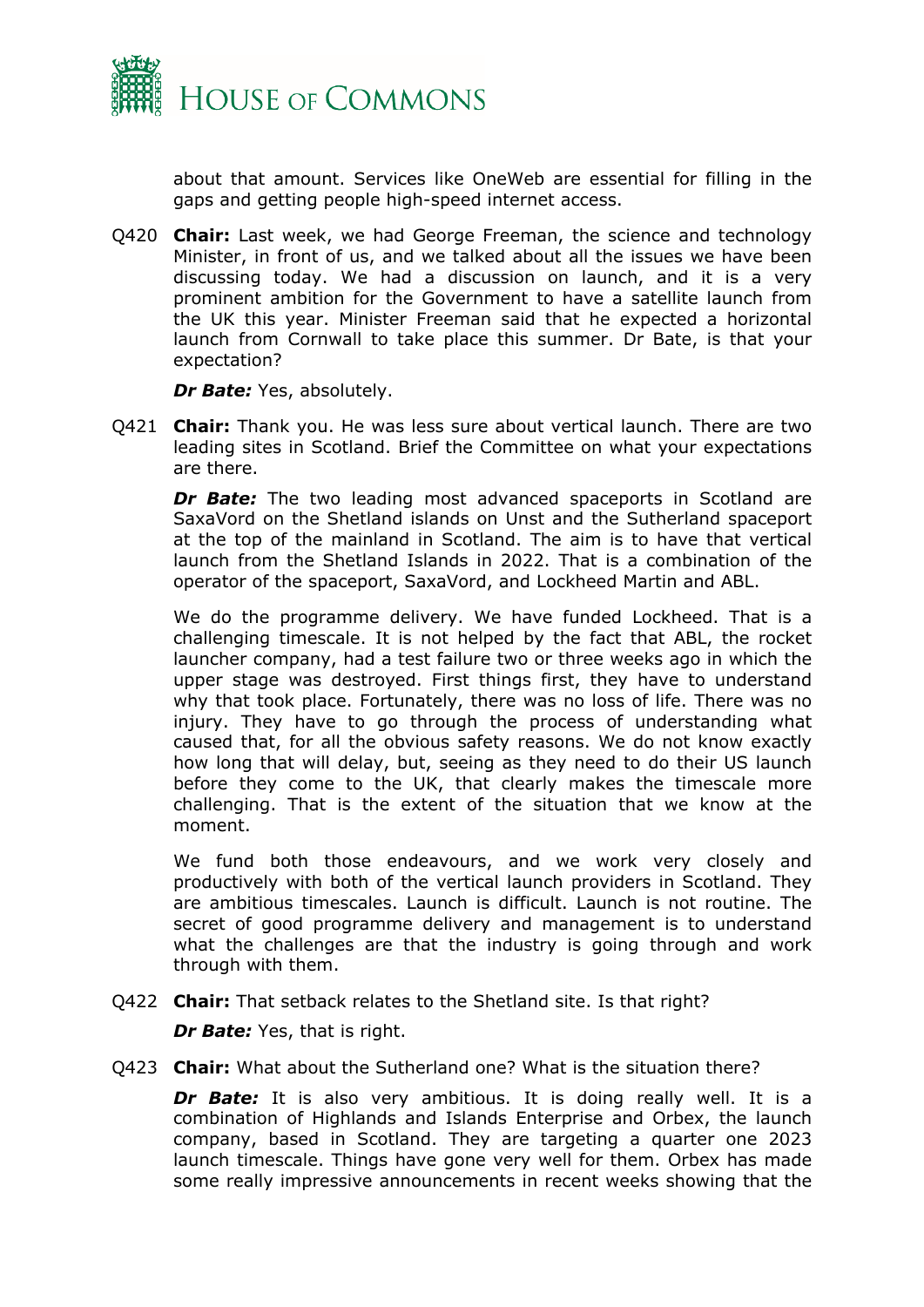about that amount. Services like OneWeb are essential for filling in the gaps and getting people high-speed internet access.

Q420 **Chair:** Last week, we had George Freeman, the science and technology Minister, in front of us, and we talked about all the issues we have been discussing today. We had a discussion on launch, and it is a very prominent ambition for the Government to have a satellite launch from the UK this year. Minister Freeman said that he expected a horizontal launch from Cornwall to take place this summer. Dr Bate, is that your expectation?

***Dr Bate:*** Yes, absolutely.

Q421 **Chair:** Thank you. He was less sure about vertical launch. There are two leading sites in Scotland. Brief the Committee on what your expectations are there.

***Dr Bate:*** The two leading most advanced spaceports in Scotland are SaxaVord on the Shetland islands on Unst and the Sutherland spaceport at the top of the mainland in Scotland. The aim is to have that vertical launch from the Shetland Islands in 2022. That is a combination of the operator of the spaceport, SaxaVord, and Lockheed Martin and ABL.

We do the programme delivery. We have funded Lockheed. That is a challenging timescale. It is not helped by the fact that ABL, the rocket launcher company, had a test failure two or three weeks ago in which the upper stage was destroyed. First things first, they have to understand why that took place. Fortunately, there was no loss of life. There was no injury. They have to go through the process of understanding what caused that, for all the obvious safety reasons. We do not know exactly how long that will delay, but, seeing as they need to do their US launch before they come to the UK, that clearly makes the timescale more challenging. That is the extent of the situation that we know at the moment.

We fund both those endeavours, and we work very closely and productively with both of the vertical launch providers in Scotland. They are ambitious timescales. Launch is difficult. Launch is not routine. The secret of good programme delivery and management is to understand what the challenges are that the industry is going through and work through with them.

Q422 **Chair:** That setback relates to the Shetland site. Is that right?

***Dr Bate:*** Yes, that is right.

Q423 **Chair:** What about the Sutherland one? What is the situation there?

***Dr Bate:*** It is also very ambitious. It is doing really well. It is a combination of Highlands and Islands Enterprise and Orbex, the launch company, based in Scotland. They are targeting a quarter one 2023 launch timescale. Things have gone very well for them. Orbex has made some really impressive announcements in recent weeks showing that the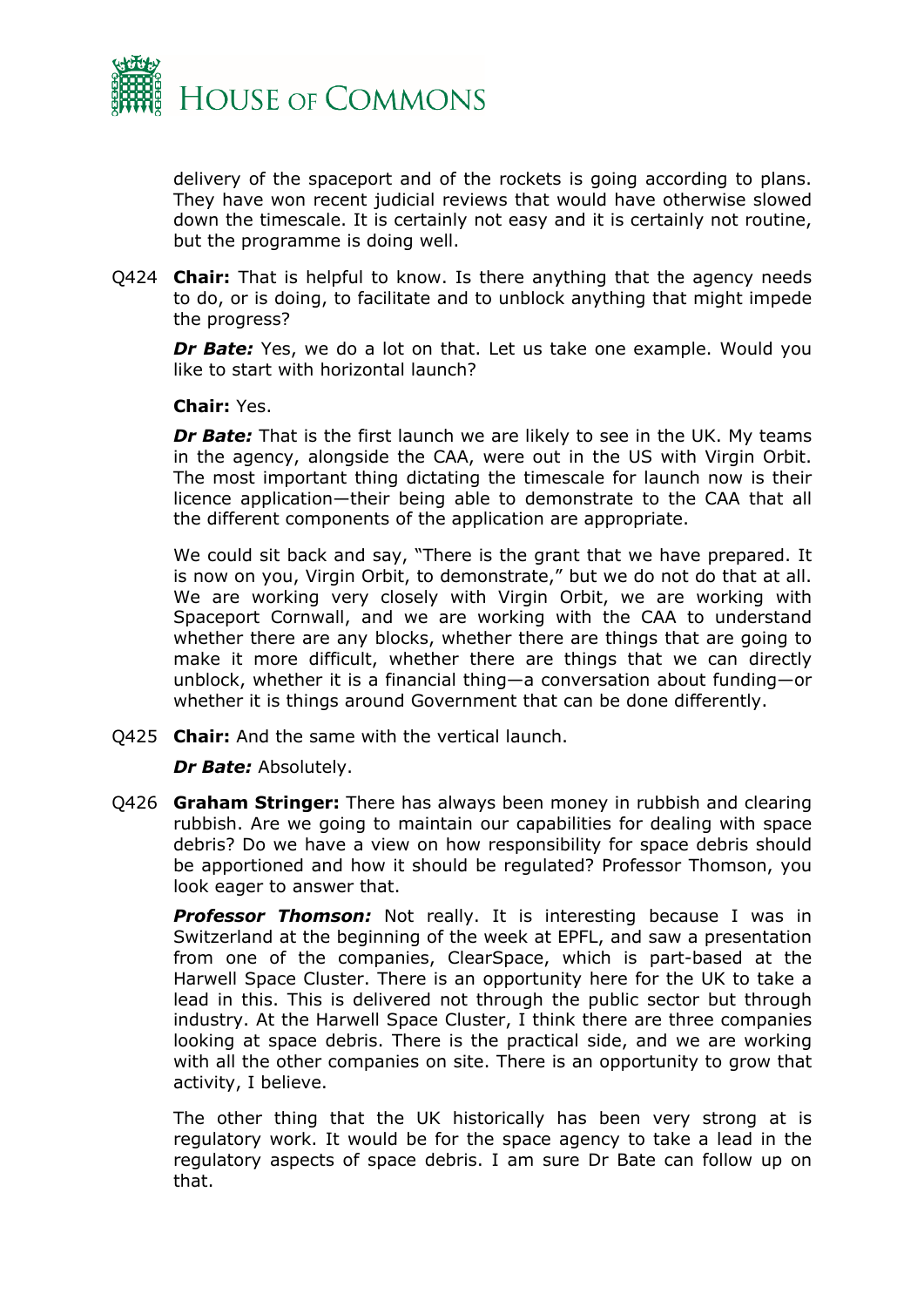delivery of the spaceport and of the rockets is going according to plans. They have won recent judicial reviews that would have otherwise slowed down the timescale. It is certainly not easy and it is certainly not routine, but the programme is doing well.

Q424 **Chair:** That is helpful to know. Is there anything that the agency needs to do, or is doing, to facilitate and to unblock anything that might impede the progress?

***Dr Bate:*** Yes, we do a lot on that. Let us take one example. Would you like to start with horizontal launch?

**Chair:** Yes.

***Dr Bate:*** That is the first launch we are likely to see in the UK. My teams in the agency, alongside the CAA, were out in the US with Virgin Orbit. The most important thing dictating the timescale for launch now is their licence application—their being able to demonstrate to the CAA that all the different components of the application are appropriate.

We could sit back and say, "There is the grant that we have prepared. It is now on you, Virgin Orbit, to demonstrate," but we do not do that at all. We are working very closely with Virgin Orbit, we are working with Spaceport Cornwall, and we are working with the CAA to understand whether there are any blocks, whether there are things that are going to make it more difficult, whether there are things that we can directly unblock, whether it is a financial thing—a conversation about funding—or whether it is things around Government that can be done differently.

Q425 **Chair:** And the same with the vertical launch.

***Dr Bate:*** Absolutely.

Q426 **Graham Stringer:** There has always been money in rubbish and clearing rubbish. Are we going to maintain our capabilities for dealing with space debris? Do we have a view on how responsibility for space debris should be apportioned and how it should be regulated? Professor Thomson, you look eager to answer that.

***Professor Thomson:*** Not really. It is interesting because I was in Switzerland at the beginning of the week at EPFL, and saw a presentation from one of the companies, ClearSpace, which is part-based at the Harwell Space Cluster. There is an opportunity here for the UK to take a lead in this. This is delivered not through the public sector but through industry. At the Harwell Space Cluster, I think there are three companies looking at space debris. There is the practical side, and we are working with all the other companies on site. There is an opportunity to grow that activity, I believe.

The other thing that the UK historically has been very strong at is regulatory work. It would be for the space agency to take a lead in the regulatory aspects of space debris. I am sure Dr Bate can follow up on that.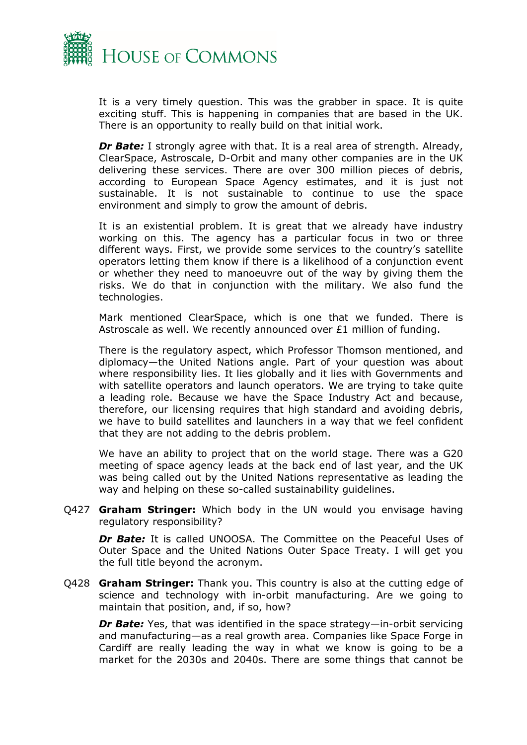It is a very timely question. This was the grabber in space. It is quite exciting stuff. This is happening in companies that are based in the UK. There is an opportunity to really build on that initial work.

***Dr Bate:*** I strongly agree with that. It is a real area of strength. Already, ClearSpace, Astroscale, D-Orbit and many other companies are in the UK delivering these services. There are over 300 million pieces of debris, according to European Space Agency estimates, and it is just not sustainable. It is not sustainable to continue to use the space environment and simply to grow the amount of debris.

It is an existential problem. It is great that we already have industry working on this. The agency has a particular focus in two or three different ways. First, we provide some services to the country's satellite operators letting them know if there is a likelihood of a conjunction event or whether they need to manoeuvre out of the way by giving them the risks. We do that in conjunction with the military. We also fund the technologies.

Mark mentioned ClearSpace, which is one that we funded. There is Astroscale as well. We recently announced over £1 million of funding.

There is the regulatory aspect, which Professor Thomson mentioned, and diplomacy—the United Nations angle. Part of your question was about where responsibility lies. It lies globally and it lies with Governments and with satellite operators and launch operators. We are trying to take quite a leading role. Because we have the Space Industry Act and because, therefore, our licensing requires that high standard and avoiding debris, we have to build satellites and launchers in a way that we feel confident that they are not adding to the debris problem.

We have an ability to project that on the world stage. There was a G20 meeting of space agency leads at the back end of last year, and the UK was being called out by the United Nations representative as leading the way and helping on these so-called sustainability guidelines.

Q427 **Graham Stringer:** Which body in the UN would you envisage having regulatory responsibility?

***Dr Bate:*** It is called UNOOSA. The Committee on the Peaceful Uses of Outer Space and the United Nations Outer Space Treaty. I will get you the full title beyond the acronym.

Q428 **Graham Stringer:** Thank you. This country is also at the cutting edge of science and technology with in-orbit manufacturing. Are we going to maintain that position, and, if so, how?

***Dr Bate:*** Yes, that was identified in the space strategy—in-orbit servicing and manufacturing—as a real growth area. Companies like Space Forge in Cardiff are really leading the way in what we know is going to be a market for the 2030s and 2040s. There are some things that cannot be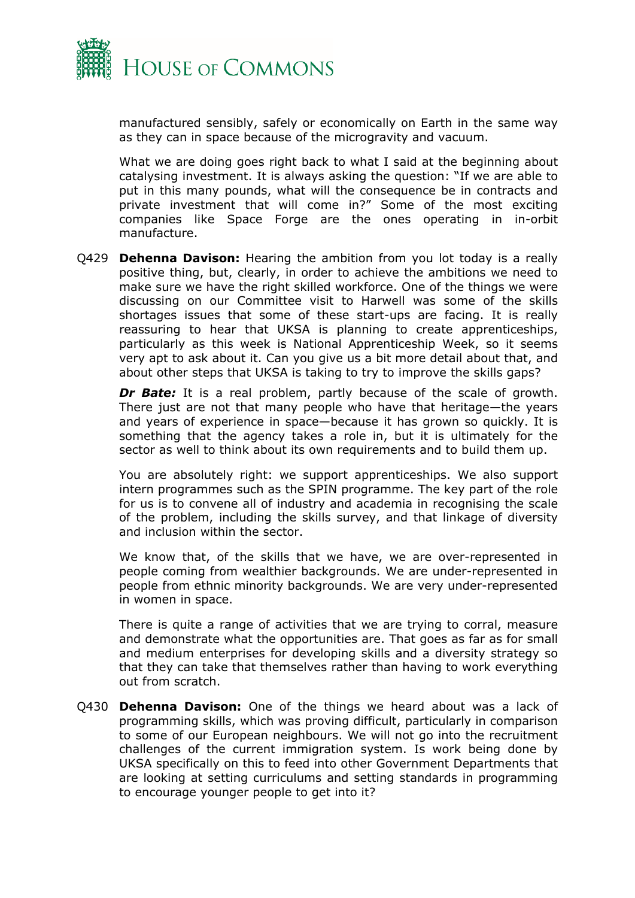manufactured sensibly, safely or economically on Earth in the same way as they can in space because of the microgravity and vacuum.

What we are doing goes right back to what I said at the beginning about catalysing investment. It is always asking the question: "If we are able to put in this many pounds, what will the consequence be in contracts and private investment that will come in?" Some of the most exciting companies like Space Forge are the ones operating in in-orbit manufacture.

Q429 **Dehenna Davison:** Hearing the ambition from you lot today is a really positive thing, but, clearly, in order to achieve the ambitions we need to make sure we have the right skilled workforce. One of the things we were discussing on our Committee visit to Harwell was some of the skills shortages issues that some of these start-ups are facing. It is really reassuring to hear that UKSA is planning to create apprenticeships, particularly as this week is National Apprenticeship Week, so it seems very apt to ask about it. Can you give us a bit more detail about that, and about other steps that UKSA is taking to try to improve the skills gaps?

***Dr Bate:*** It is a real problem, partly because of the scale of growth. There just are not that many people who have that heritage—the years and years of experience in space—because it has grown so quickly. It is something that the agency takes a role in, but it is ultimately for the sector as well to think about its own requirements and to build them up.

You are absolutely right: we support apprenticeships. We also support intern programmes such as the SPIN programme. The key part of the role for us is to convene all of industry and academia in recognising the scale of the problem, including the skills survey, and that linkage of diversity and inclusion within the sector.

We know that, of the skills that we have, we are over-represented in people coming from wealthier backgrounds. We are under-represented in people from ethnic minority backgrounds. We are very under-represented in women in space.

There is quite a range of activities that we are trying to corral, measure and demonstrate what the opportunities are. That goes as far as for small and medium enterprises for developing skills and a diversity strategy so that they can take that themselves rather than having to work everything out from scratch.

Q430 **Dehenna Davison:** One of the things we heard about was a lack of programming skills, which was proving difficult, particularly in comparison to some of our European neighbours. We will not go into the recruitment challenges of the current immigration system. Is work being done by UKSA specifically on this to feed into other Government Departments that are looking at setting curriculums and setting standards in programming to encourage younger people to get into it?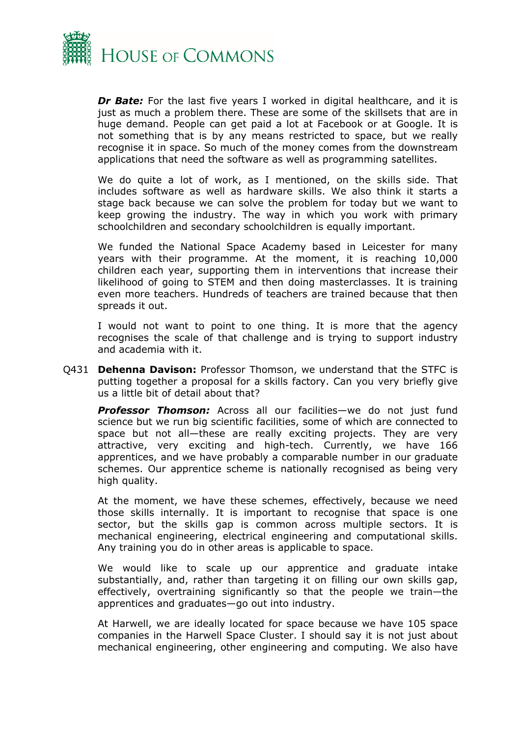***Dr Bate:*** For the last five years I worked in digital healthcare, and it is just as much a problem there. These are some of the skillsets that are in huge demand. People can get paid a lot at Facebook or at Google. It is not something that is by any means restricted to space, but we really recognise it in space. So much of the money comes from the downstream applications that need the software as well as programming satellites.

We do quite a lot of work, as I mentioned, on the skills side. That includes software as well as hardware skills. We also think it starts a stage back because we can solve the problem for today but we want to keep growing the industry. The way in which you work with primary schoolchildren and secondary schoolchildren is equally important.

We funded the National Space Academy based in Leicester for many years with their programme. At the moment, it is reaching 10,000 children each year, supporting them in interventions that increase their likelihood of going to STEM and then doing masterclasses. It is training even more teachers. Hundreds of teachers are trained because that then spreads it out.

I would not want to point to one thing. It is more that the agency recognises the scale of that challenge and is trying to support industry and academia with it.

Q431 **Dehenna Davison:** Professor Thomson, we understand that the STFC is putting together a proposal for a skills factory. Can you very briefly give us a little bit of detail about that?

***Professor Thomson:*** Across all our facilities—we do not just fund science but we run big scientific facilities, some of which are connected to space but not all—these are really exciting projects. They are very attractive, very exciting and high-tech. Currently, we have 166 apprentices, and we have probably a comparable number in our graduate schemes. Our apprentice scheme is nationally recognised as being very high quality.

At the moment, we have these schemes, effectively, because we need those skills internally. It is important to recognise that space is one sector, but the skills gap is common across multiple sectors. It is mechanical engineering, electrical engineering and computational skills. Any training you do in other areas is applicable to space.

We would like to scale up our apprentice and graduate intake substantially, and, rather than targeting it on filling our own skills gap, effectively, overtraining significantly so that the people we train—the apprentices and graduates—go out into industry.

At Harwell, we are ideally located for space because we have 105 space companies in the Harwell Space Cluster. I should say it is not just about mechanical engineering, other engineering and computing. We also have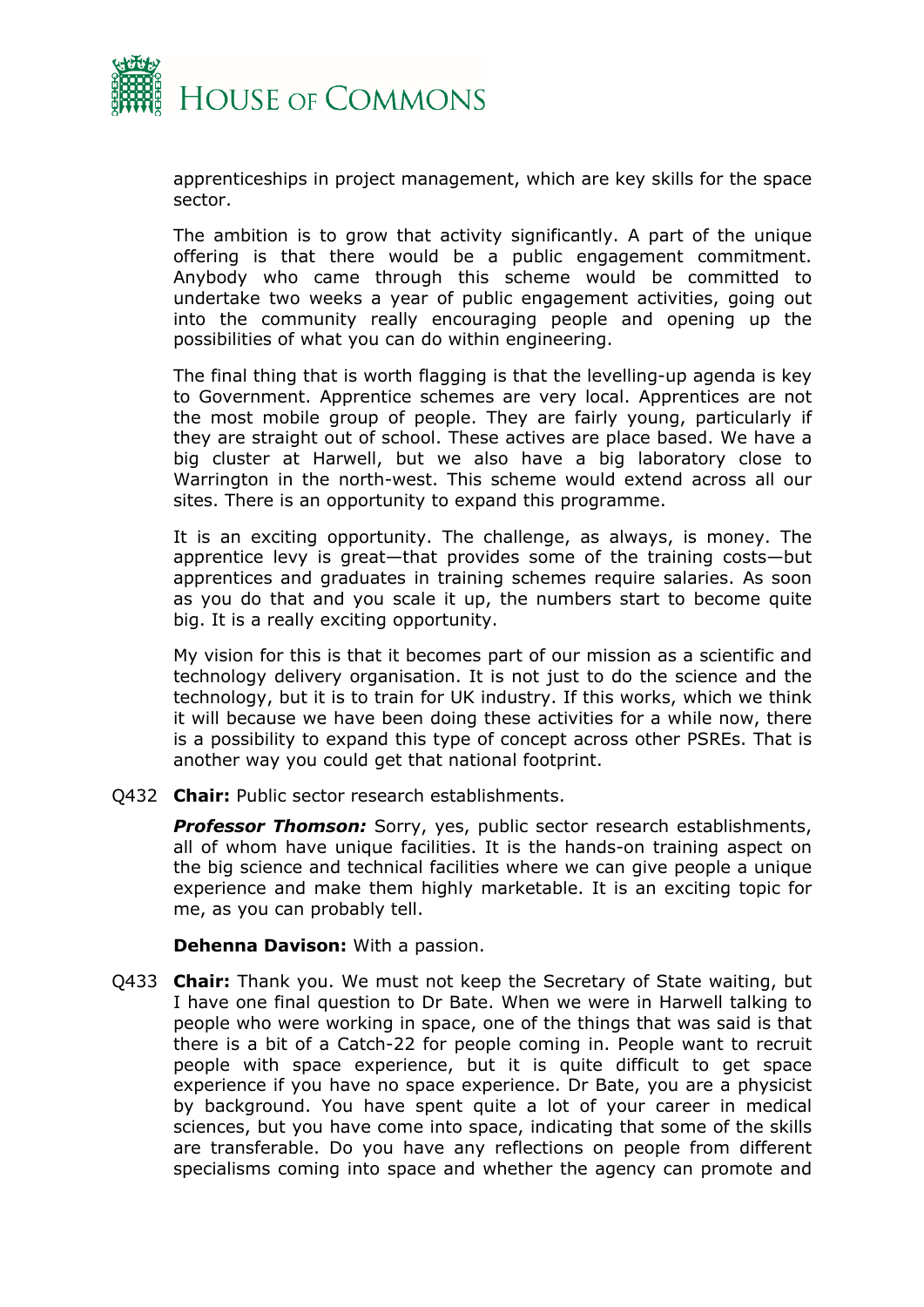apprenticeships in project management, which are key skills for the space sector.

The ambition is to grow that activity significantly. A part of the unique offering is that there would be a public engagement commitment. Anybody who came through this scheme would be committed to undertake two weeks a year of public engagement activities, going out into the community really encouraging people and opening up the possibilities of what you can do within engineering.

The final thing that is worth flagging is that the levelling-up agenda is key to Government. Apprentice schemes are very local. Apprentices are not the most mobile group of people. They are fairly young, particularly if they are straight out of school. These actives are place based. We have a big cluster at Harwell, but we also have a big laboratory close to Warrington in the north-west. This scheme would extend across all our sites. There is an opportunity to expand this programme.

It is an exciting opportunity. The challenge, as always, is money. The apprentice levy is great—that provides some of the training costs—but apprentices and graduates in training schemes require salaries. As soon as you do that and you scale it up, the numbers start to become quite big. It is a really exciting opportunity.

My vision for this is that it becomes part of our mission as a scientific and technology delivery organisation. It is not just to do the science and the technology, but it is to train for UK industry. If this works, which we think it will because we have been doing these activities for a while now, there is a possibility to expand this type of concept across other PSREs. That is another way you could get that national footprint.

Q432 **Chair:** Public sector research establishments.

***Professor Thomson:*** Sorry, yes, public sector research establishments, all of whom have unique facilities. It is the hands-on training aspect on the big science and technical facilities where we can give people a unique experience and make them highly marketable. It is an exciting topic for me, as you can probably tell.

**Dehenna Davison:** With a passion.

Q433 **Chair:** Thank you. We must not keep the Secretary of State waiting, but I have one final question to Dr Bate. When we were in Harwell talking to people who were working in space, one of the things that was said is that there is a bit of a Catch-22 for people coming in. People want to recruit people with space experience, but it is quite difficult to get space experience if you have no space experience. Dr Bate, you are a physicist by background. You have spent quite a lot of your career in medical sciences, but you have come into space, indicating that some of the skills are transferable. Do you have any reflections on people from different specialisms coming into space and whether the agency can promote and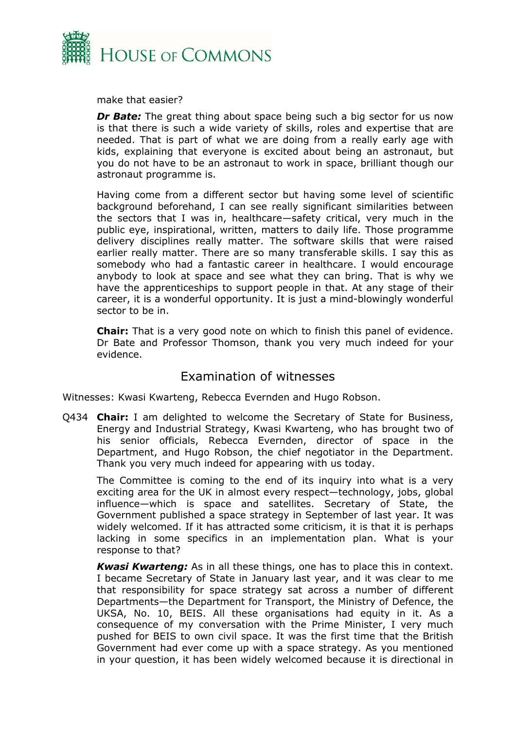make that easier?

***Dr Bate:*** The great thing about space being such a big sector for us now is that there is such a wide variety of skills, roles and expertise that are needed. That is part of what we are doing from a really early age with kids, explaining that everyone is excited about being an astronaut, but you do not have to be an astronaut to work in space, brilliant though our astronaut programme is.

Having come from a different sector but having some level of scientific background beforehand, I can see really significant similarities between the sectors that I was in, healthcare—safety critical, very much in the public eye, inspirational, written, matters to daily life. Those programme delivery disciplines really matter. The software skills that were raised earlier really matter. There are so many transferable skills. I say this as somebody who had a fantastic career in healthcare. I would encourage anybody to look at space and see what they can bring. That is why we have the apprenticeships to support people in that. At any stage of their career, it is a wonderful opportunity. It is just a mind-blowingly wonderful sector to be in.

**Chair:** That is a very good note on which to finish this panel of evidence. Dr Bate and Professor Thomson, thank you very much indeed for your evidence.

## Examination of witnesses

Witnesses: Kwasi Kwarteng, Rebecca Evernden and Hugo Robson.

Q434 **Chair:** I am delighted to welcome the Secretary of State for Business, Energy and Industrial Strategy, Kwasi Kwarteng, who has brought two of his senior officials, Rebecca Evernden, director of space in the Department, and Hugo Robson, the chief negotiator in the Department. Thank you very much indeed for appearing with us today.

The Committee is coming to the end of its inquiry into what is a very exciting area for the UK in almost every respect—technology, jobs, global influence—which is space and satellites. Secretary of State, the Government published a space strategy in September of last year. It was widely welcomed. If it has attracted some criticism, it is that it is perhaps lacking in some specifics in an implementation plan. What is your response to that?

***Kwasi Kwarteng:*** As in all these things, one has to place this in context. I became Secretary of State in January last year, and it was clear to me that responsibility for space strategy sat across a number of different Departments—the Department for Transport, the Ministry of Defence, the UKSA, No. 10, BEIS. All these organisations had equity in it. As a consequence of my conversation with the Prime Minister, I very much pushed for BEIS to own civil space. It was the first time that the British Government had ever come up with a space strategy. As you mentioned in your question, it has been widely welcomed because it is directional in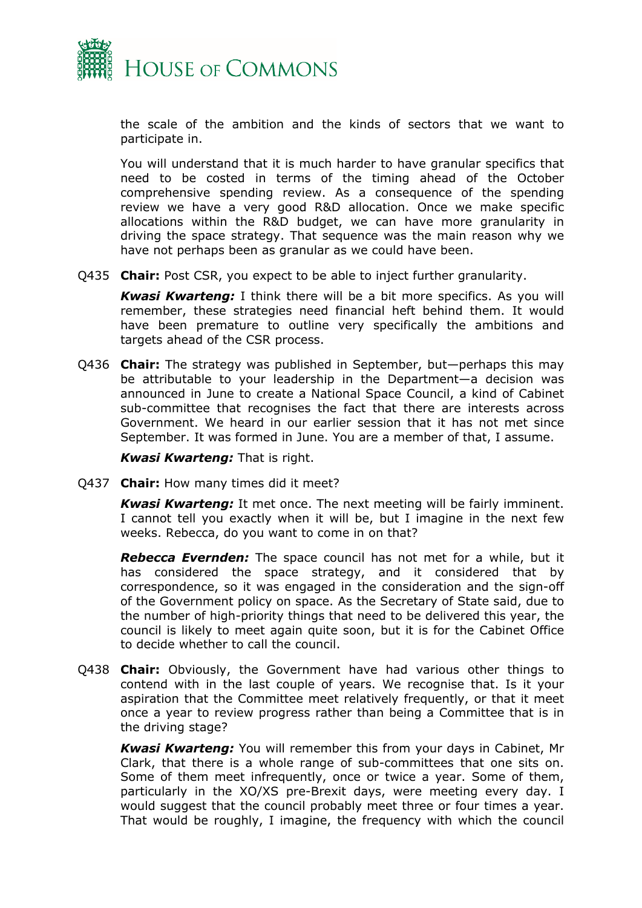the scale of the ambition and the kinds of sectors that we want to participate in.

You will understand that it is much harder to have granular specifics that need to be costed in terms of the timing ahead of the October comprehensive spending review. As a consequence of the spending review we have a very good R&D allocation. Once we make specific allocations within the R&D budget, we can have more granularity in driving the space strategy. That sequence was the main reason why we have not perhaps been as granular as we could have been.

Q435 **Chair:** Post CSR, you expect to be able to inject further granularity.

***Kwasi Kwarteng:*** I think there will be a bit more specifics. As you will remember, these strategies need financial heft behind them. It would have been premature to outline very specifically the ambitions and targets ahead of the CSR process.

Q436 **Chair:** The strategy was published in September, but—perhaps this may be attributable to your leadership in the Department—a decision was announced in June to create a National Space Council, a kind of Cabinet sub-committee that recognises the fact that there are interests across Government. We heard in our earlier session that it has not met since September. It was formed in June. You are a member of that, I assume.

***Kwasi Kwarteng:*** That is right.

Q437 **Chair:** How many times did it meet?

***Kwasi Kwarteng:*** It met once. The next meeting will be fairly imminent. I cannot tell you exactly when it will be, but I imagine in the next few weeks. Rebecca, do you want to come in on that?

***Rebecca Evernden:*** The space council has not met for a while, but it has considered the space strategy, and it considered that by correspondence, so it was engaged in the consideration and the sign-off of the Government policy on space. As the Secretary of State said, due to the number of high-priority things that need to be delivered this year, the council is likely to meet again quite soon, but it is for the Cabinet Office to decide whether to call the council.

Q438 **Chair:** Obviously, the Government have had various other things to contend with in the last couple of years. We recognise that. Is it your aspiration that the Committee meet relatively frequently, or that it meet once a year to review progress rather than being a Committee that is in the driving stage?

***Kwasi Kwarteng:*** You will remember this from your days in Cabinet, Mr Clark, that there is a whole range of sub-committees that one sits on. Some of them meet infrequently, once or twice a year. Some of them, particularly in the XO/XS pre-Brexit days, were meeting every day. I would suggest that the council probably meet three or four times a year. That would be roughly, I imagine, the frequency with which the council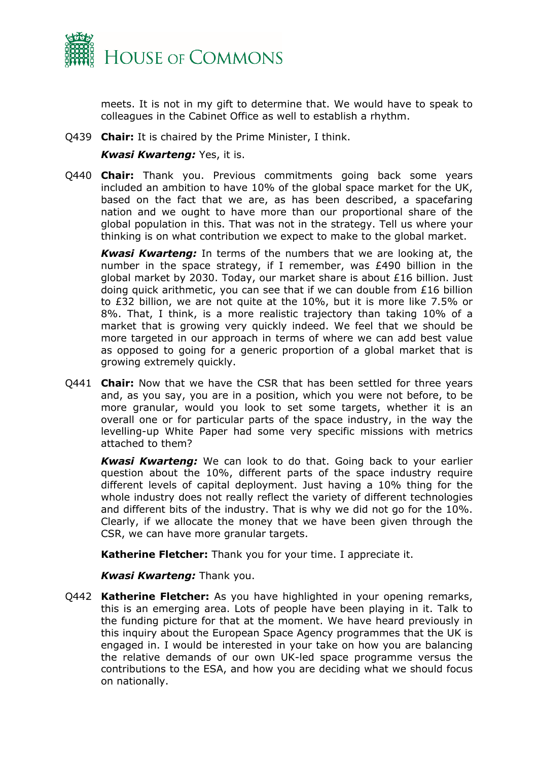meets. It is not in my gift to determine that. We would have to speak to colleagues in the Cabinet Office as well to establish a rhythm.

Q439 **Chair:** It is chaired by the Prime Minister, I think.

***Kwasi Kwarteng:*** Yes, it is.

Q440 **Chair:** Thank you. Previous commitments going back some years included an ambition to have 10% of the global space market for the UK, based on the fact that we are, as has been described, a spacefaring nation and we ought to have more than our proportional share of the global population in this. That was not in the strategy. Tell us where your thinking is on what contribution we expect to make to the global market.

***Kwasi Kwarteng:*** In terms of the numbers that we are looking at, the number in the space strategy, if I remember, was £490 billion in the global market by 2030. Today, our market share is about £16 billion. Just doing quick arithmetic, you can see that if we can double from £16 billion to £32 billion, we are not quite at the 10%, but it is more like 7.5% or 8%. That, I think, is a more realistic trajectory than taking 10% of a market that is growing very quickly indeed. We feel that we should be more targeted in our approach in terms of where we can add best value as opposed to going for a generic proportion of a global market that is growing extremely quickly.

Q441 **Chair:** Now that we have the CSR that has been settled for three years and, as you say, you are in a position, which you were not before, to be more granular, would you look to set some targets, whether it is an overall one or for particular parts of the space industry, in the way the levelling-up White Paper had some very specific missions with metrics attached to them?

***Kwasi Kwarteng:*** We can look to do that. Going back to your earlier question about the 10%, different parts of the space industry require different levels of capital deployment. Just having a 10% thing for the whole industry does not really reflect the variety of different technologies and different bits of the industry. That is why we did not go for the 10%. Clearly, if we allocate the money that we have been given through the CSR, we can have more granular targets.

**Katherine Fletcher:** Thank you for your time. I appreciate it.

***Kwasi Kwarteng:*** Thank you.

Q442 **Katherine Fletcher:** As you have highlighted in your opening remarks, this is an emerging area. Lots of people have been playing in it. Talk to the funding picture for that at the moment. We have heard previously in this inquiry about the European Space Agency programmes that the UK is engaged in. I would be interested in your take on how you are balancing the relative demands of our own UK-led space programme versus the contributions to the ESA, and how you are deciding what we should focus on nationally.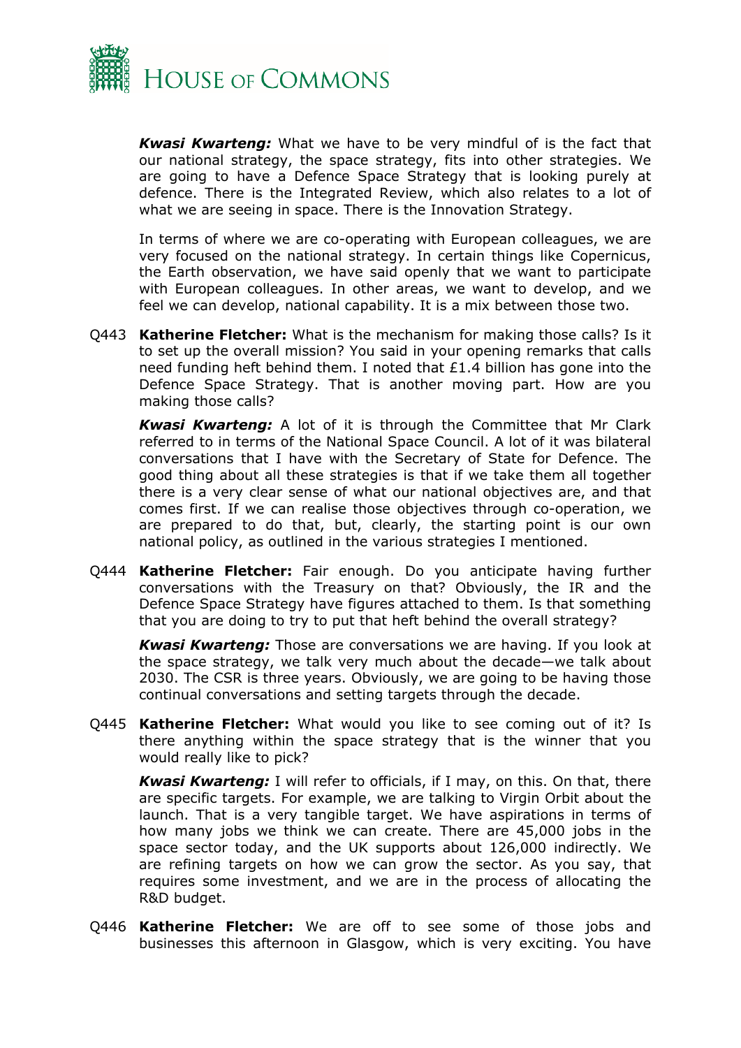***Kwasi Kwarteng:*** What we have to be very mindful of is the fact that our national strategy, the space strategy, fits into other strategies. We are going to have a Defence Space Strategy that is looking purely at defence. There is the Integrated Review, which also relates to a lot of what we are seeing in space. There is the Innovation Strategy.

In terms of where we are co-operating with European colleagues, we are very focused on the national strategy. In certain things like Copernicus, the Earth observation, we have said openly that we want to participate with European colleagues. In other areas, we want to develop, and we feel we can develop, national capability. It is a mix between those two.

Q443 **Katherine Fletcher:** What is the mechanism for making those calls? Is it to set up the overall mission? You said in your opening remarks that calls need funding heft behind them. I noted that £1.4 billion has gone into the Defence Space Strategy. That is another moving part. How are you making those calls?

***Kwasi Kwarteng:*** A lot of it is through the Committee that Mr Clark referred to in terms of the National Space Council. A lot of it was bilateral conversations that I have with the Secretary of State for Defence. The good thing about all these strategies is that if we take them all together there is a very clear sense of what our national objectives are, and that comes first. If we can realise those objectives through co-operation, we are prepared to do that, but, clearly, the starting point is our own national policy, as outlined in the various strategies I mentioned.

Q444 **Katherine Fletcher:** Fair enough. Do you anticipate having further conversations with the Treasury on that? Obviously, the IR and the Defence Space Strategy have figures attached to them. Is that something that you are doing to try to put that heft behind the overall strategy?

***Kwasi Kwarteng:*** Those are conversations we are having. If you look at the space strategy, we talk very much about the decade—we talk about 2030. The CSR is three years. Obviously, we are going to be having those continual conversations and setting targets through the decade.

Q445 **Katherine Fletcher:** What would you like to see coming out of it? Is there anything within the space strategy that is the winner that you would really like to pick?

***Kwasi Kwarteng:*** I will refer to officials, if I may, on this. On that, there are specific targets. For example, we are talking to Virgin Orbit about the launch. That is a very tangible target. We have aspirations in terms of how many jobs we think we can create. There are 45,000 jobs in the space sector today, and the UK supports about 126,000 indirectly. We are refining targets on how we can grow the sector. As you say, that requires some investment, and we are in the process of allocating the R&D budget.

Q446 **Katherine Fletcher:** We are off to see some of those jobs and businesses this afternoon in Glasgow, which is very exciting. You have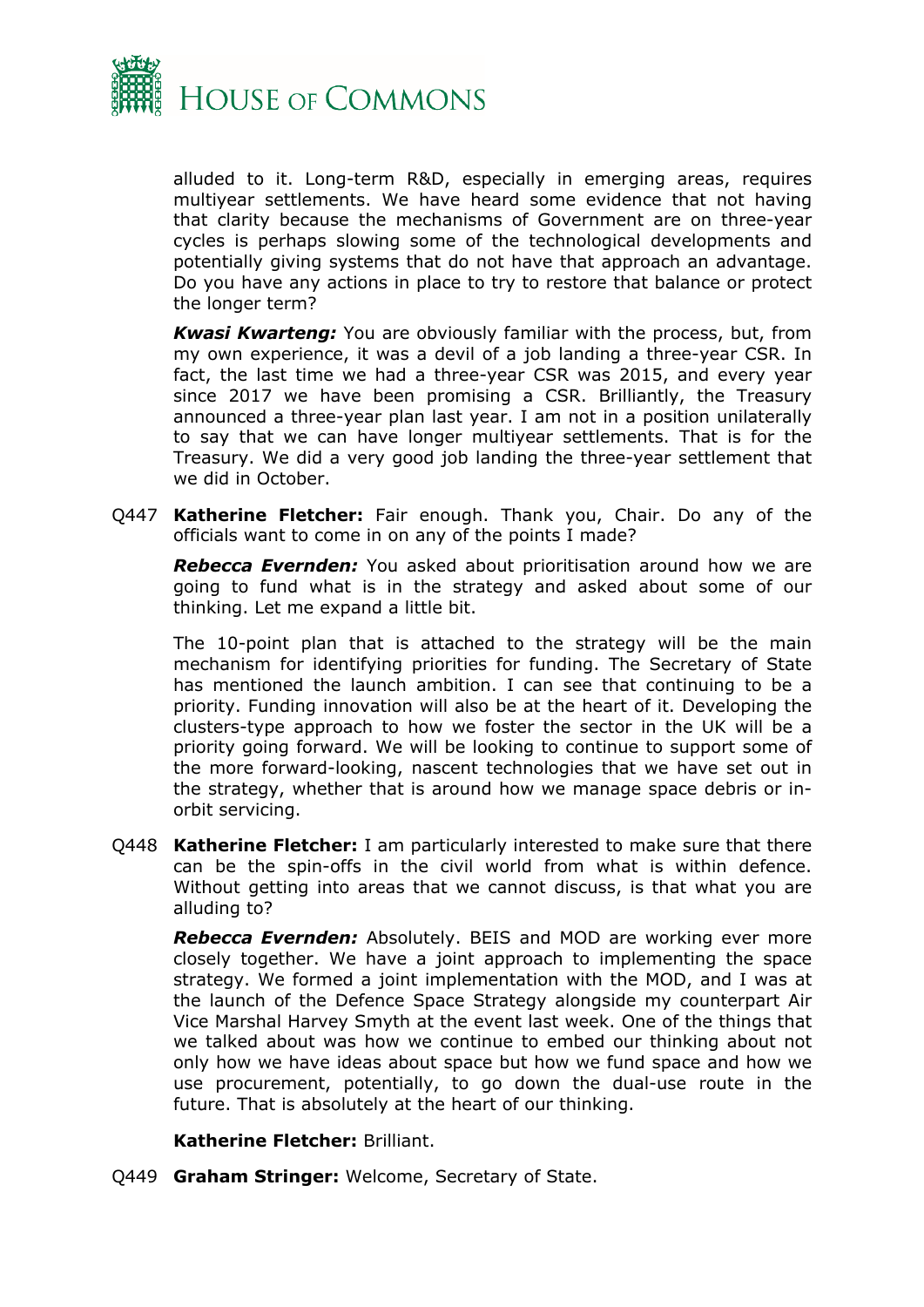alluded to it. Long-term R&D, especially in emerging areas, requires multiyear settlements. We have heard some evidence that not having that clarity because the mechanisms of Government are on three-year cycles is perhaps slowing some of the technological developments and potentially giving systems that do not have that approach an advantage. Do you have any actions in place to try to restore that balance or protect the longer term?

***Kwasi Kwarteng:*** You are obviously familiar with the process, but, from my own experience, it was a devil of a job landing a three-year CSR. In fact, the last time we had a three-year CSR was 2015, and every year since 2017 we have been promising a CSR. Brilliantly, the Treasury announced a three-year plan last year. I am not in a position unilaterally to say that we can have longer multiyear settlements. That is for the Treasury. We did a very good job landing the three-year settlement that we did in October.

Q447 **Katherine Fletcher:** Fair enough. Thank you, Chair. Do any of the officials want to come in on any of the points I made?

***Rebecca Evernden:*** You asked about prioritisation around how we are going to fund what is in the strategy and asked about some of our thinking. Let me expand a little bit.

The 10-point plan that is attached to the strategy will be the main mechanism for identifying priorities for funding. The Secretary of State has mentioned the launch ambition. I can see that continuing to be a priority. Funding innovation will also be at the heart of it. Developing the clusters-type approach to how we foster the sector in the UK will be a priority going forward. We will be looking to continue to support some of the more forward-looking, nascent technologies that we have set out in the strategy, whether that is around how we manage space debris or in-orbit servicing.

Q448 **Katherine Fletcher:** I am particularly interested to make sure that there can be the spin-offs in the civil world from what is within defence. Without getting into areas that we cannot discuss, is that what you are alluding to?

***Rebecca Evernden:*** Absolutely. BEIS and MOD are working ever more closely together. We have a joint approach to implementing the space strategy. We formed a joint implementation with the MOD, and I was at the launch of the Defence Space Strategy alongside my counterpart Air Vice Marshal Harvey Smyth at the event last week. One of the things that we talked about was how we continue to embed our thinking about not only how we have ideas about space but how we fund space and how we use procurement, potentially, to go down the dual-use route in the future. That is absolutely at the heart of our thinking.

**Katherine Fletcher:** Brilliant.

Q449 **Graham Stringer:** Welcome, Secretary of State.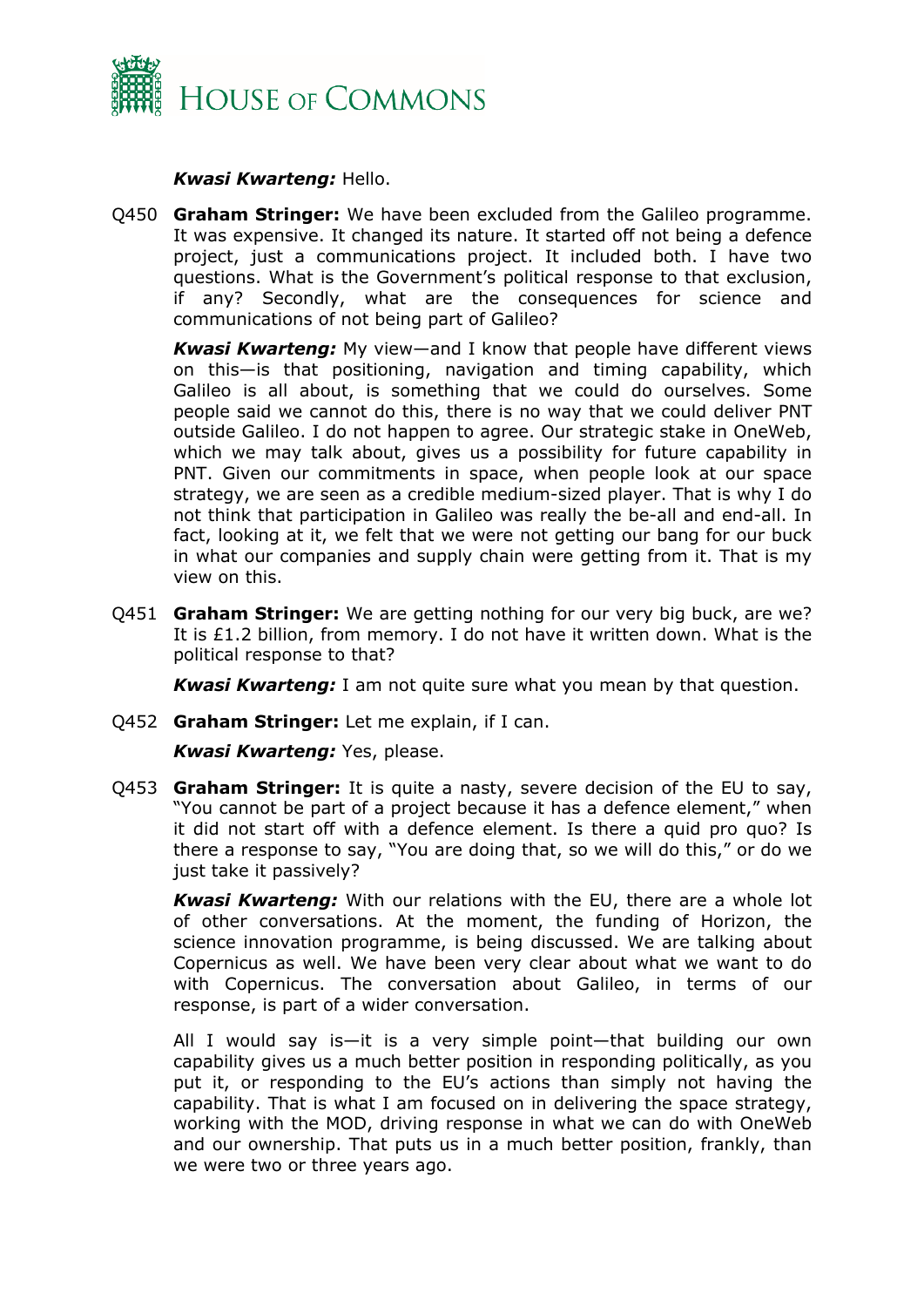***Kwasi Kwarteng:*** Hello.

Q450 **Graham Stringer:** We have been excluded from the Galileo programme. It was expensive. It changed its nature. It started off not being a defence project, just a communications project. It included both. I have two questions. What is the Government's political response to that exclusion, if any? Secondly, what are the consequences for science and communications of not being part of Galileo?

***Kwasi Kwarteng:*** My view—and I know that people have different views on this—is that positioning, navigation and timing capability, which Galileo is all about, is something that we could do ourselves. Some people said we cannot do this, there is no way that we could deliver PNT outside Galileo. I do not happen to agree. Our strategic stake in OneWeb, which we may talk about, gives us a possibility for future capability in PNT. Given our commitments in space, when people look at our space strategy, we are seen as a credible medium-sized player. That is why I do not think that participation in Galileo was really the be-all and end-all. In fact, looking at it, we felt that we were not getting our bang for our buck in what our companies and supply chain were getting from it. That is my view on this.

Q451 **Graham Stringer:** We are getting nothing for our very big buck, are we? It is £1.2 billion, from memory. I do not have it written down. What is the political response to that?

***Kwasi Kwarteng:*** I am not quite sure what you mean by that question.

Q452 **Graham Stringer:** Let me explain, if I can.

***Kwasi Kwarteng:*** Yes, please.

Q453 **Graham Stringer:** It is quite a nasty, severe decision of the EU to say, "You cannot be part of a project because it has a defence element," when it did not start off with a defence element. Is there a quid pro quo? Is there a response to say, "You are doing that, so we will do this," or do we just take it passively?

***Kwasi Kwarteng:*** With our relations with the EU, there are a whole lot of other conversations. At the moment, the funding of Horizon, the science innovation programme, is being discussed. We are talking about Copernicus as well. We have been very clear about what we want to do with Copernicus. The conversation about Galileo, in terms of our response, is part of a wider conversation.

All I would say is—it is a very simple point—that building our own capability gives us a much better position in responding politically, as you put it, or responding to the EU's actions than simply not having the capability. That is what I am focused on in delivering the space strategy, working with the MOD, driving response in what we can do with OneWeb and our ownership. That puts us in a much better position, frankly, than we were two or three years ago.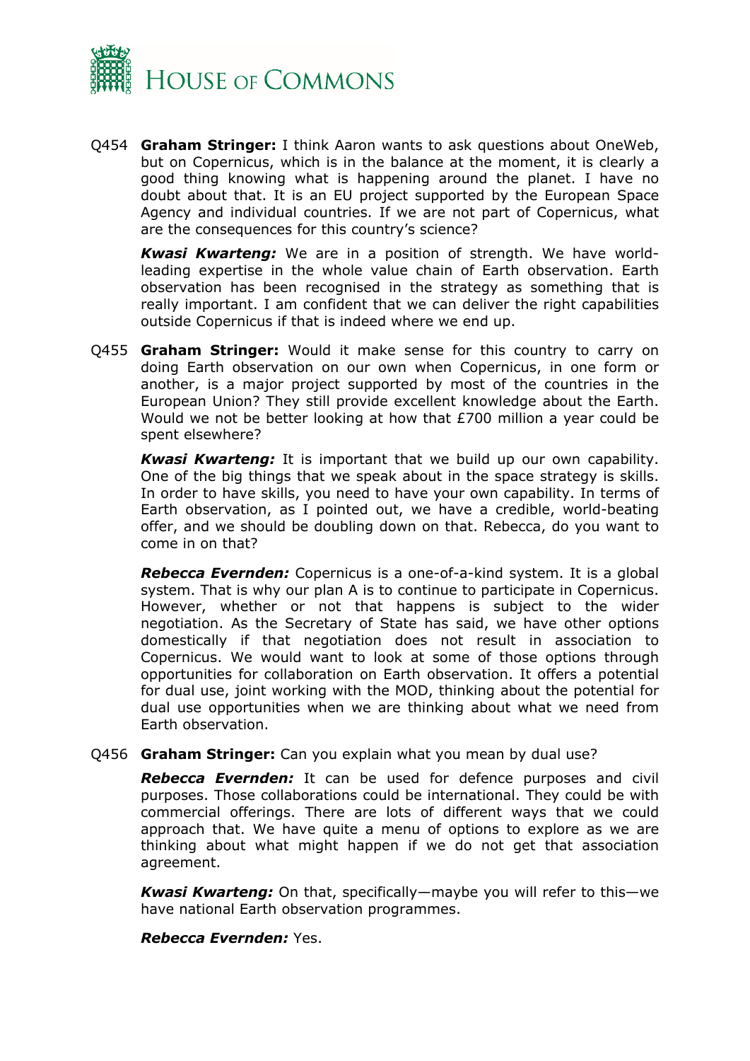Q454 **Graham Stringer:** I think Aaron wants to ask questions about OneWeb, but on Copernicus, which is in the balance at the moment, it is clearly a good thing knowing what is happening around the planet. I have no doubt about that. It is an EU project supported by the European Space Agency and individual countries. If we are not part of Copernicus, what are the consequences for this country's science?

***Kwasi Kwarteng:*** We are in a position of strength. We have world-leading expertise in the whole value chain of Earth observation. Earth observation has been recognised in the strategy as something that is really important. I am confident that we can deliver the right capabilities outside Copernicus if that is indeed where we end up.

Q455 **Graham Stringer:** Would it make sense for this country to carry on doing Earth observation on our own when Copernicus, in one form or another, is a major project supported by most of the countries in the European Union? They still provide excellent knowledge about the Earth. Would we not be better looking at how that £700 million a year could be spent elsewhere?

***Kwasi Kwarteng:*** It is important that we build up our own capability. One of the big things that we speak about in the space strategy is skills. In order to have skills, you need to have your own capability. In terms of Earth observation, as I pointed out, we have a credible, world-beating offer, and we should be doubling down on that. Rebecca, do you want to come in on that?

***Rebecca Evernden:*** Copernicus is a one-of-a-kind system. It is a global system. That is why our plan A is to continue to participate in Copernicus. However, whether or not that happens is subject to the wider negotiation. As the Secretary of State has said, we have other options domestically if that negotiation does not result in association to Copernicus. We would want to look at some of those options through opportunities for collaboration on Earth observation. It offers a potential for dual use, joint working with the MOD, thinking about the potential for dual use opportunities when we are thinking about what we need from Earth observation.

Q456 **Graham Stringer:** Can you explain what you mean by dual use?

***Rebecca Evernden:*** It can be used for defence purposes and civil purposes. Those collaborations could be international. They could be with commercial offerings. There are lots of different ways that we could approach that. We have quite a menu of options to explore as we are thinking about what might happen if we do not get that association agreement.

***Kwasi Kwarteng:*** On that, specifically—maybe you will refer to this—we have national Earth observation programmes.

***Rebecca Evernden:*** Yes.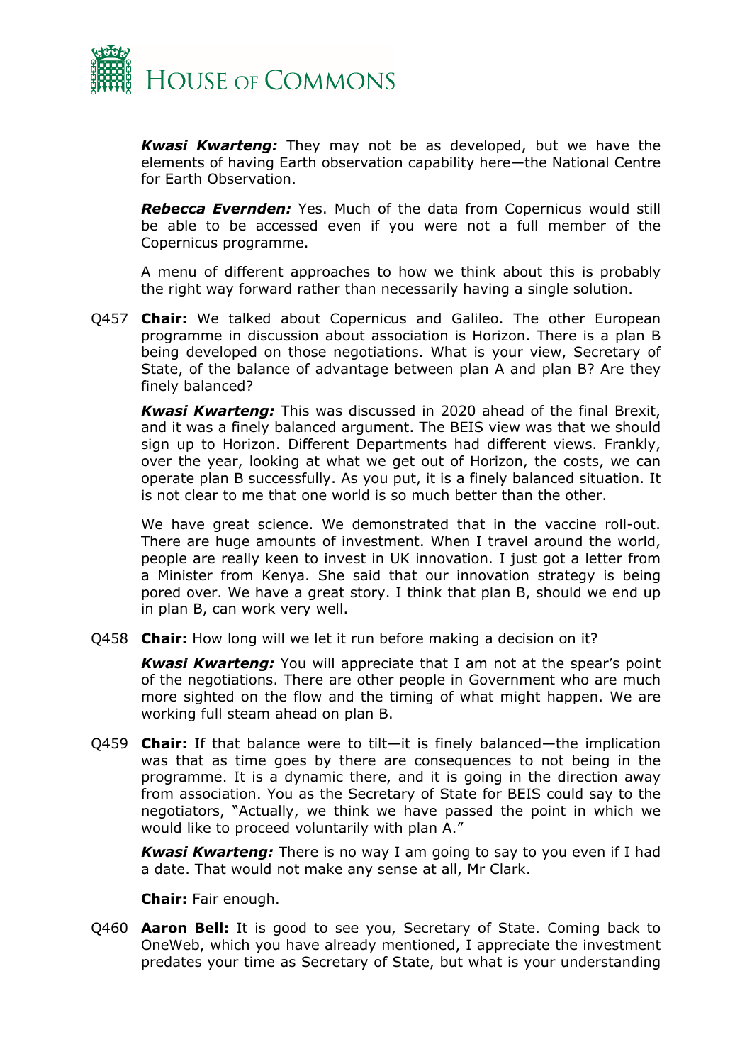***Kwasi Kwarteng:*** They may not be as developed, but we have the elements of having Earth observation capability here—the National Centre for Earth Observation.

***Rebecca Evernden:*** Yes. Much of the data from Copernicus would still be able to be accessed even if you were not a full member of the Copernicus programme.

A menu of different approaches to how we think about this is probably the right way forward rather than necessarily having a single solution.

Q457 **Chair:** We talked about Copernicus and Galileo. The other European programme in discussion about association is Horizon. There is a plan B being developed on those negotiations. What is your view, Secretary of State, of the balance of advantage between plan A and plan B? Are they finely balanced?

***Kwasi Kwarteng:*** This was discussed in 2020 ahead of the final Brexit, and it was a finely balanced argument. The BEIS view was that we should sign up to Horizon. Different Departments had different views. Frankly, over the year, looking at what we get out of Horizon, the costs, we can operate plan B successfully. As you put, it is a finely balanced situation. It is not clear to me that one world is so much better than the other.

We have great science. We demonstrated that in the vaccine roll-out. There are huge amounts of investment. When I travel around the world, people are really keen to invest in UK innovation. I just got a letter from a Minister from Kenya. She said that our innovation strategy is being pored over. We have a great story. I think that plan B, should we end up in plan B, can work very well.

Q458 **Chair:** How long will we let it run before making a decision on it?

***Kwasi Kwarteng:*** You will appreciate that I am not at the spear's point of the negotiations. There are other people in Government who are much more sighted on the flow and the timing of what might happen. We are working full steam ahead on plan B.

Q459 **Chair:** If that balance were to tilt—it is finely balanced—the implication was that as time goes by there are consequences to not being in the programme. It is a dynamic there, and it is going in the direction away from association. You as the Secretary of State for BEIS could say to the negotiators, "Actually, we think we have passed the point in which we would like to proceed voluntarily with plan A."

***Kwasi Kwarteng:*** There is no way I am going to say to you even if I had a date. That would not make any sense at all, Mr Clark.

**Chair:** Fair enough.

Q460 **Aaron Bell:** It is good to see you, Secretary of State. Coming back to OneWeb, which you have already mentioned, I appreciate the investment predates your time as Secretary of State, but what is your understanding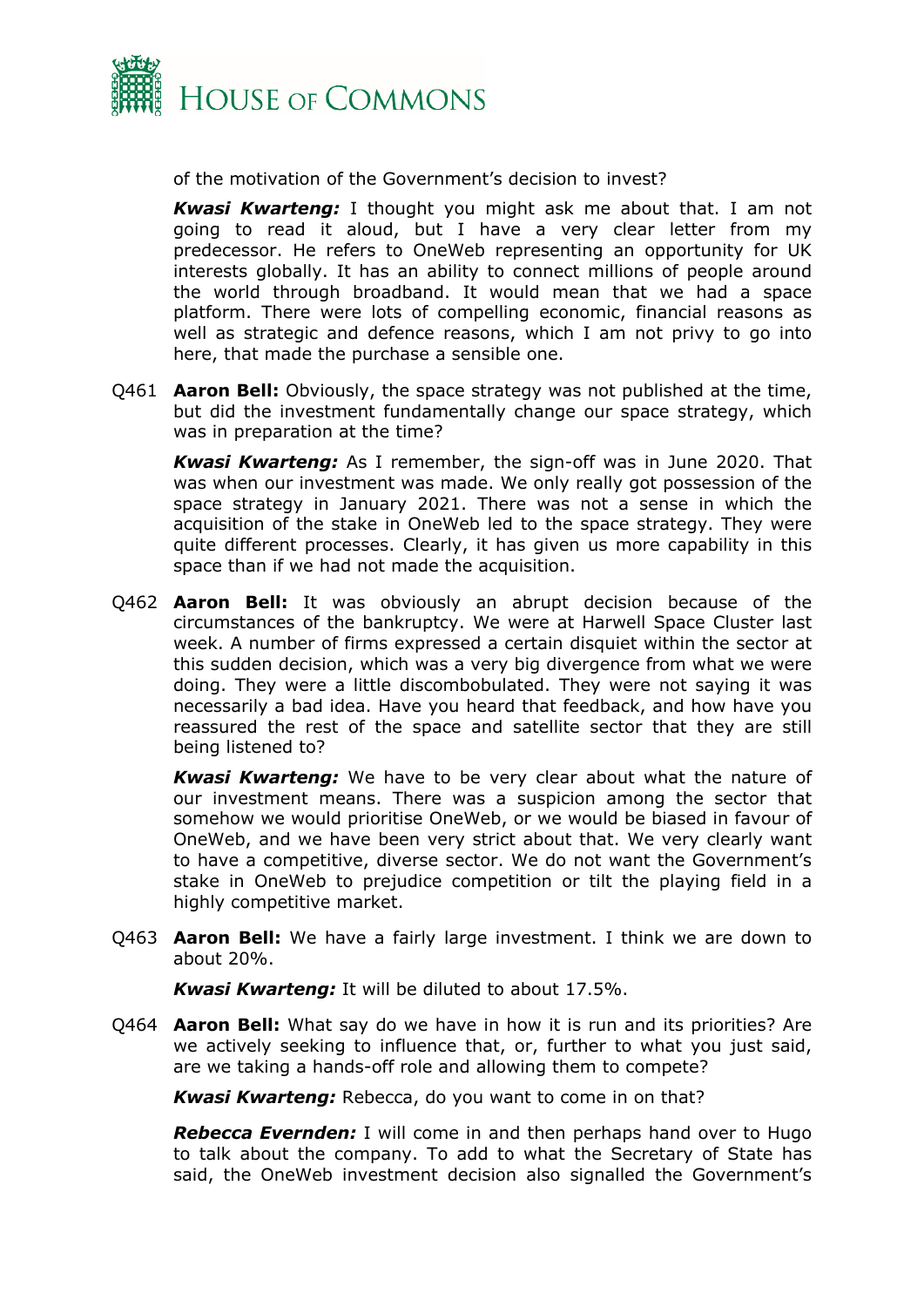of the motivation of the Government's decision to invest?

***Kwasi Kwarteng:*** I thought you might ask me about that. I am not going to read it aloud, but I have a very clear letter from my predecessor. He refers to OneWeb representing an opportunity for UK interests globally. It has an ability to connect millions of people around the world through broadband. It would mean that we had a space platform. There were lots of compelling economic, financial reasons as well as strategic and defence reasons, which I am not privy to go into here, that made the purchase a sensible one.

Q461 **Aaron Bell:** Obviously, the space strategy was not published at the time, but did the investment fundamentally change our space strategy, which was in preparation at the time?

***Kwasi Kwarteng:*** As I remember, the sign-off was in June 2020. That was when our investment was made. We only really got possession of the space strategy in January 2021. There was not a sense in which the acquisition of the stake in OneWeb led to the space strategy. They were quite different processes. Clearly, it has given us more capability in this space than if we had not made the acquisition.

Q462 **Aaron Bell:** It was obviously an abrupt decision because of the circumstances of the bankruptcy. We were at Harwell Space Cluster last week. A number of firms expressed a certain disquiet within the sector at this sudden decision, which was a very big divergence from what we were doing. They were a little discombobulated. They were not saying it was necessarily a bad idea. Have you heard that feedback, and how have you reassured the rest of the space and satellite sector that they are still being listened to?

***Kwasi Kwarteng:*** We have to be very clear about what the nature of our investment means. There was a suspicion among the sector that somehow we would prioritise OneWeb, or we would be biased in favour of OneWeb, and we have been very strict about that. We very clearly want to have a competitive, diverse sector. We do not want the Government's stake in OneWeb to prejudice competition or tilt the playing field in a highly competitive market.

Q463 **Aaron Bell:** We have a fairly large investment. I think we are down to about 20%.

***Kwasi Kwarteng:*** It will be diluted to about 17.5%.

Q464 **Aaron Bell:** What say do we have in how it is run and its priorities? Are we actively seeking to influence that, or, further to what you just said, are we taking a hands-off role and allowing them to compete?

***Kwasi Kwarteng:*** Rebecca, do you want to come in on that?

***Rebecca Evernden:*** I will come in and then perhaps hand over to Hugo to talk about the company. To add to what the Secretary of State has said, the OneWeb investment decision also signalled the Government's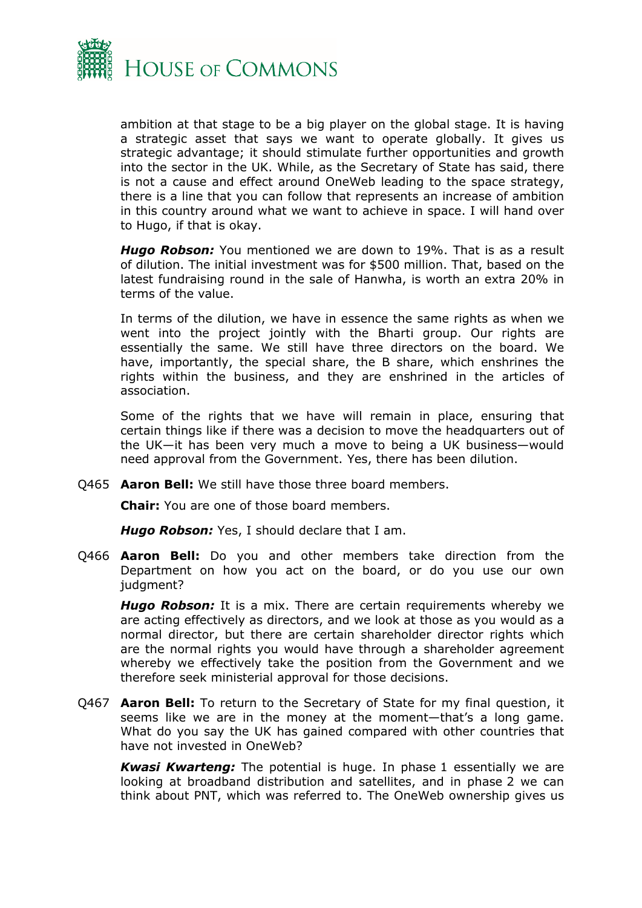ambition at that stage to be a big player on the global stage. It is having a strategic asset that says we want to operate globally. It gives us strategic advantage; it should stimulate further opportunities and growth into the sector in the UK. While, as the Secretary of State has said, there is not a cause and effect around OneWeb leading to the space strategy, there is a line that you can follow that represents an increase of ambition in this country around what we want to achieve in space. I will hand over to Hugo, if that is okay.

***Hugo Robson:*** You mentioned we are down to 19%. That is as a result of dilution. The initial investment was for $500 million. That, based on the latest fundraising round in the sale of Hanwha, is worth an extra 20% in terms of the value.

In terms of the dilution, we have in essence the same rights as when we went into the project jointly with the Bharti group. Our rights are essentially the same. We still have three directors on the board. We have, importantly, the special share, the B share, which enshrines the rights within the business, and they are enshrined in the articles of association.

Some of the rights that we have will remain in place, ensuring that certain things like if there was a decision to move the headquarters out of the UK—it has been very much a move to being a UK business—would need approval from the Government. Yes, there has been dilution.

Q465 **Aaron Bell:** We still have those three board members.

**Chair:** You are one of those board members.

***Hugo Robson:*** Yes, I should declare that I am.

Q466 **Aaron Bell:** Do you and other members take direction from the Department on how you act on the board, or do you use our own judgment?

***Hugo Robson:*** It is a mix. There are certain requirements whereby we are acting effectively as directors, and we look at those as you would as a normal director, but there are certain shareholder director rights which are the normal rights you would have through a shareholder agreement whereby we effectively take the position from the Government and we therefore seek ministerial approval for those decisions.

Q467 **Aaron Bell:** To return to the Secretary of State for my final question, it seems like we are in the money at the moment—that's a long game. What do you say the UK has gained compared with other countries that have not invested in OneWeb?

***Kwasi Kwarteng:*** The potential is huge. In phase 1 essentially we are looking at broadband distribution and satellites, and in phase 2 we can think about PNT, which was referred to. The OneWeb ownership gives us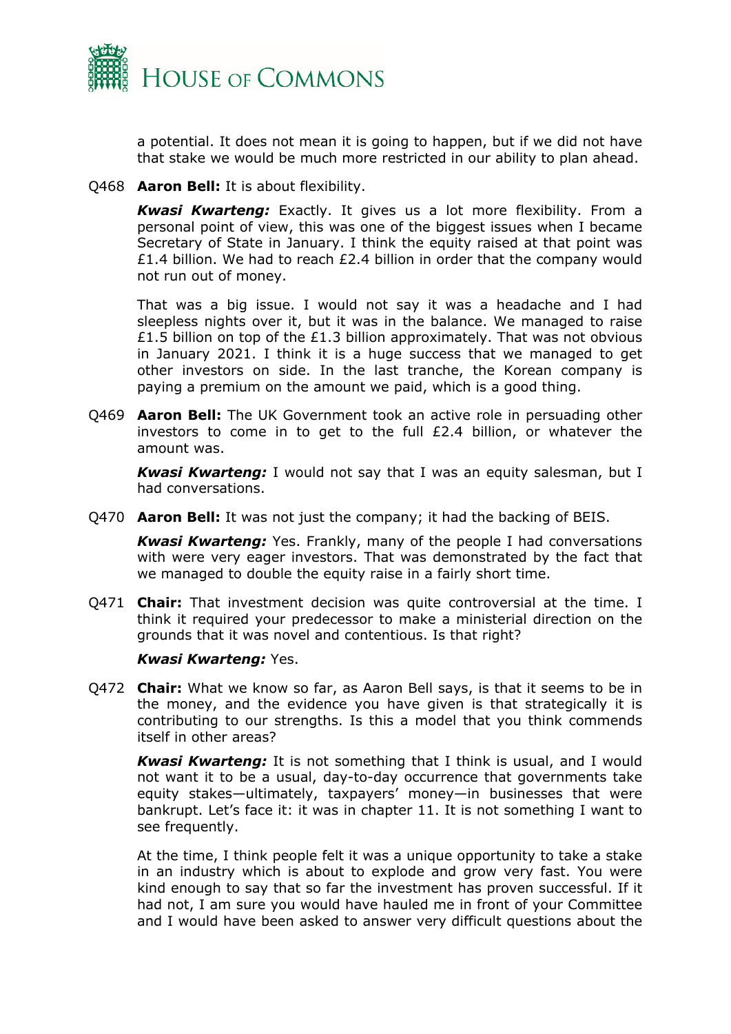a potential. It does not mean it is going to happen, but if we did not have that stake we would be much more restricted in our ability to plan ahead.

Q468 **Aaron Bell:** It is about flexibility.

***Kwasi Kwarteng:*** Exactly. It gives us a lot more flexibility. From a personal point of view, this was one of the biggest issues when I became Secretary of State in January. I think the equity raised at that point was £1.4 billion. We had to reach £2.4 billion in order that the company would not run out of money.

That was a big issue. I would not say it was a headache and I had sleepless nights over it, but it was in the balance. We managed to raise £1.5 billion on top of the £1.3 billion approximately. That was not obvious in January 2021. I think it is a huge success that we managed to get other investors on side. In the last tranche, the Korean company is paying a premium on the amount we paid, which is a good thing.

Q469 **Aaron Bell:** The UK Government took an active role in persuading other investors to come in to get to the full £2.4 billion, or whatever the amount was.

***Kwasi Kwarteng:*** I would not say that I was an equity salesman, but I had conversations.

Q470 **Aaron Bell:** It was not just the company; it had the backing of BEIS.

***Kwasi Kwarteng:*** Yes. Frankly, many of the people I had conversations with were very eager investors. That was demonstrated by the fact that we managed to double the equity raise in a fairly short time.

Q471 **Chair:** That investment decision was quite controversial at the time. I think it required your predecessor to make a ministerial direction on the grounds that it was novel and contentious. Is that right?

***Kwasi Kwarteng:*** Yes.

Q472 **Chair:** What we know so far, as Aaron Bell says, is that it seems to be in the money, and the evidence you have given is that strategically it is contributing to our strengths. Is this a model that you think commends itself in other areas?

***Kwasi Kwarteng:*** It is not something that I think is usual, and I would not want it to be a usual, day-to-day occurrence that governments take equity stakes—ultimately, taxpayers' money—in businesses that were bankrupt. Let's face it: it was in chapter 11. It is not something I want to see frequently.

At the time, I think people felt it was a unique opportunity to take a stake in an industry which is about to explode and grow very fast. You were kind enough to say that so far the investment has proven successful. If it had not, I am sure you would have hauled me in front of your Committee and I would have been asked to answer very difficult questions about the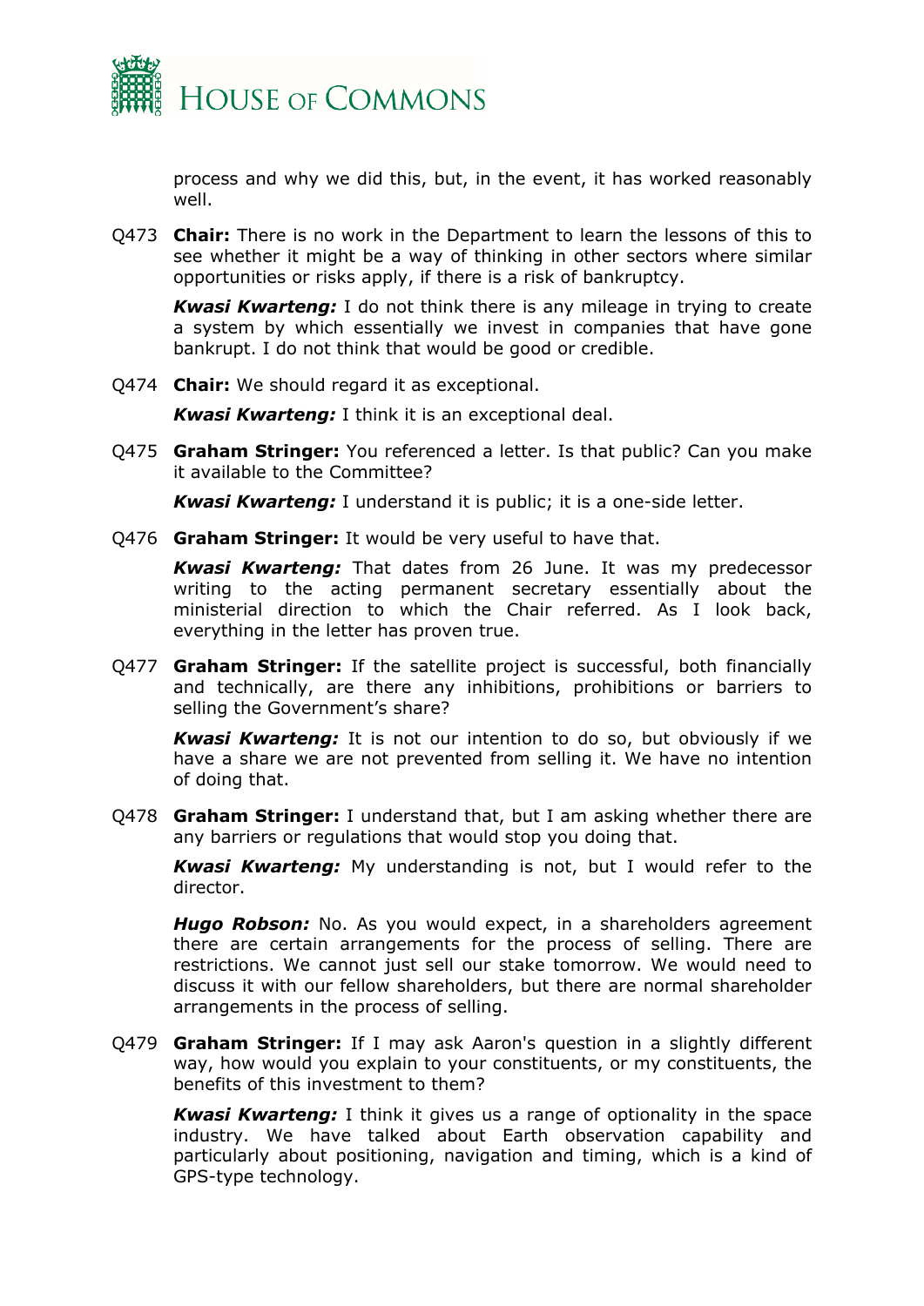process and why we did this, but, in the event, it has worked reasonably well.

Q473 **Chair:** There is no work in the Department to learn the lessons of this to see whether it might be a way of thinking in other sectors where similar opportunities or risks apply, if there is a risk of bankruptcy.

***Kwasi Kwarteng:*** I do not think there is any mileage in trying to create a system by which essentially we invest in companies that have gone bankrupt. I do not think that would be good or credible.

Q474 **Chair:** We should regard it as exceptional.

***Kwasi Kwarteng:*** I think it is an exceptional deal.

Q475 **Graham Stringer:** You referenced a letter. Is that public? Can you make it available to the Committee?

***Kwasi Kwarteng:*** I understand it is public; it is a one-side letter.

Q476 **Graham Stringer:** It would be very useful to have that.

***Kwasi Kwarteng:*** That dates from 26 June. It was my predecessor writing to the acting permanent secretary essentially about the ministerial direction to which the Chair referred. As I look back, everything in the letter has proven true.

Q477 **Graham Stringer:** If the satellite project is successful, both financially and technically, are there any inhibitions, prohibitions or barriers to selling the Government's share?

***Kwasi Kwarteng:*** It is not our intention to do so, but obviously if we have a share we are not prevented from selling it. We have no intention of doing that.

Q478 **Graham Stringer:** I understand that, but I am asking whether there are any barriers or regulations that would stop you doing that.

***Kwasi Kwarteng:*** My understanding is not, but I would refer to the director.

***Hugo Robson:*** No. As you would expect, in a shareholders agreement there are certain arrangements for the process of selling. There are restrictions. We cannot just sell our stake tomorrow. We would need to discuss it with our fellow shareholders, but there are normal shareholder arrangements in the process of selling.

Q479 **Graham Stringer:** If I may ask Aaron's question in a slightly different way, how would you explain to your constituents, or my constituents, the benefits of this investment to them?

***Kwasi Kwarteng:*** I think it gives us a range of optionality in the space industry. We have talked about Earth observation capability and particularly about positioning, navigation and timing, which is a kind of GPS-type technology.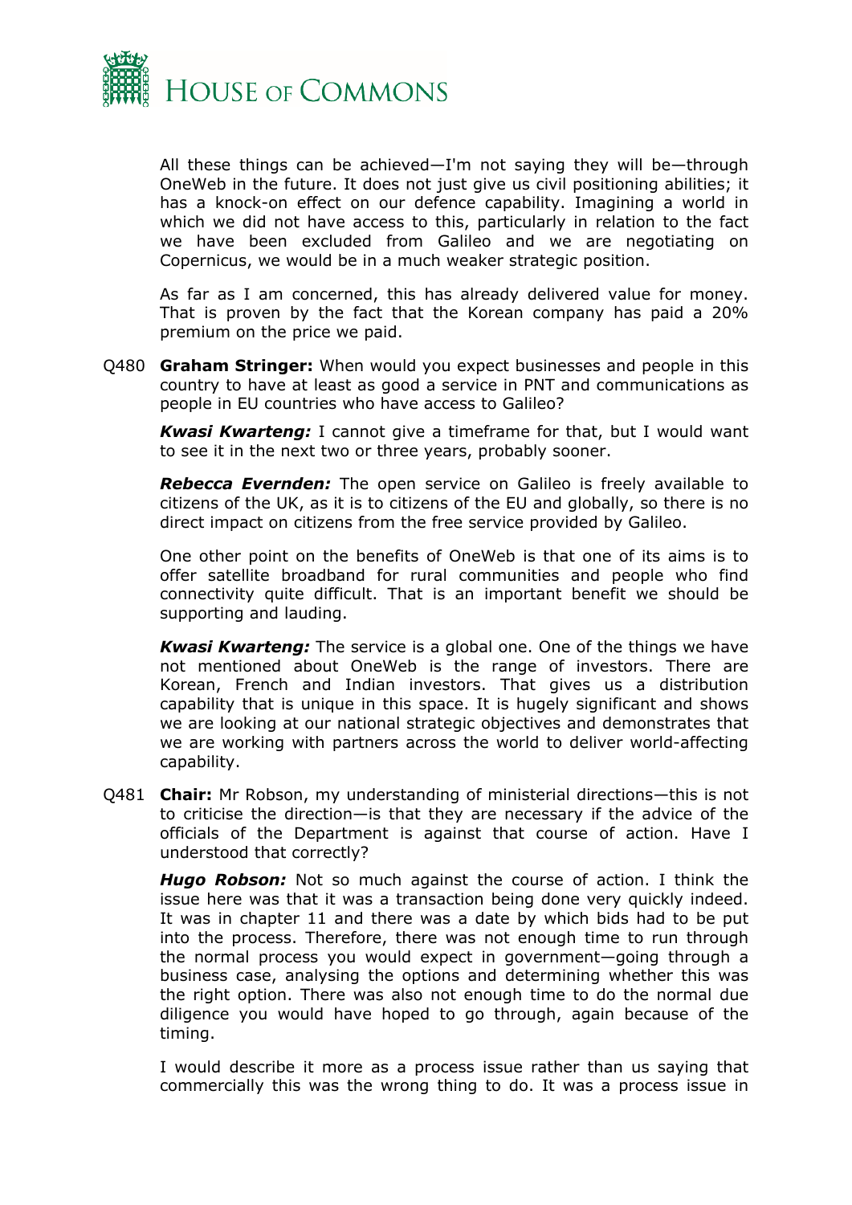All these things can be achieved—I'm not saying they will be—through OneWeb in the future. It does not just give us civil positioning abilities; it has a knock-on effect on our defence capability. Imagining a world in which we did not have access to this, particularly in relation to the fact we have been excluded from Galileo and we are negotiating on Copernicus, we would be in a much weaker strategic position.

As far as I am concerned, this has already delivered value for money. That is proven by the fact that the Korean company has paid a 20% premium on the price we paid.

Q480 **Graham Stringer:** When would you expect businesses and people in this country to have at least as good a service in PNT and communications as people in EU countries who have access to Galileo?

***Kwasi Kwarteng:*** I cannot give a timeframe for that, but I would want to see it in the next two or three years, probably sooner.

***Rebecca Evernden:*** The open service on Galileo is freely available to citizens of the UK, as it is to citizens of the EU and globally, so there is no direct impact on citizens from the free service provided by Galileo.

One other point on the benefits of OneWeb is that one of its aims is to offer satellite broadband for rural communities and people who find connectivity quite difficult. That is an important benefit we should be supporting and lauding.

***Kwasi Kwarteng:*** The service is a global one. One of the things we have not mentioned about OneWeb is the range of investors. There are Korean, French and Indian investors. That gives us a distribution capability that is unique in this space. It is hugely significant and shows we are looking at our national strategic objectives and demonstrates that we are working with partners across the world to deliver world-affecting capability.

Q481 **Chair:** Mr Robson, my understanding of ministerial directions—this is not to criticise the direction—is that they are necessary if the advice of the officials of the Department is against that course of action. Have I understood that correctly?

***Hugo Robson:*** Not so much against the course of action. I think the issue here was that it was a transaction being done very quickly indeed. It was in chapter 11 and there was a date by which bids had to be put into the process. Therefore, there was not enough time to run through the normal process you would expect in government—going through a business case, analysing the options and determining whether this was the right option. There was also not enough time to do the normal due diligence you would have hoped to go through, again because of the timing.

I would describe it more as a process issue rather than us saying that commercially this was the wrong thing to do. It was a process issue in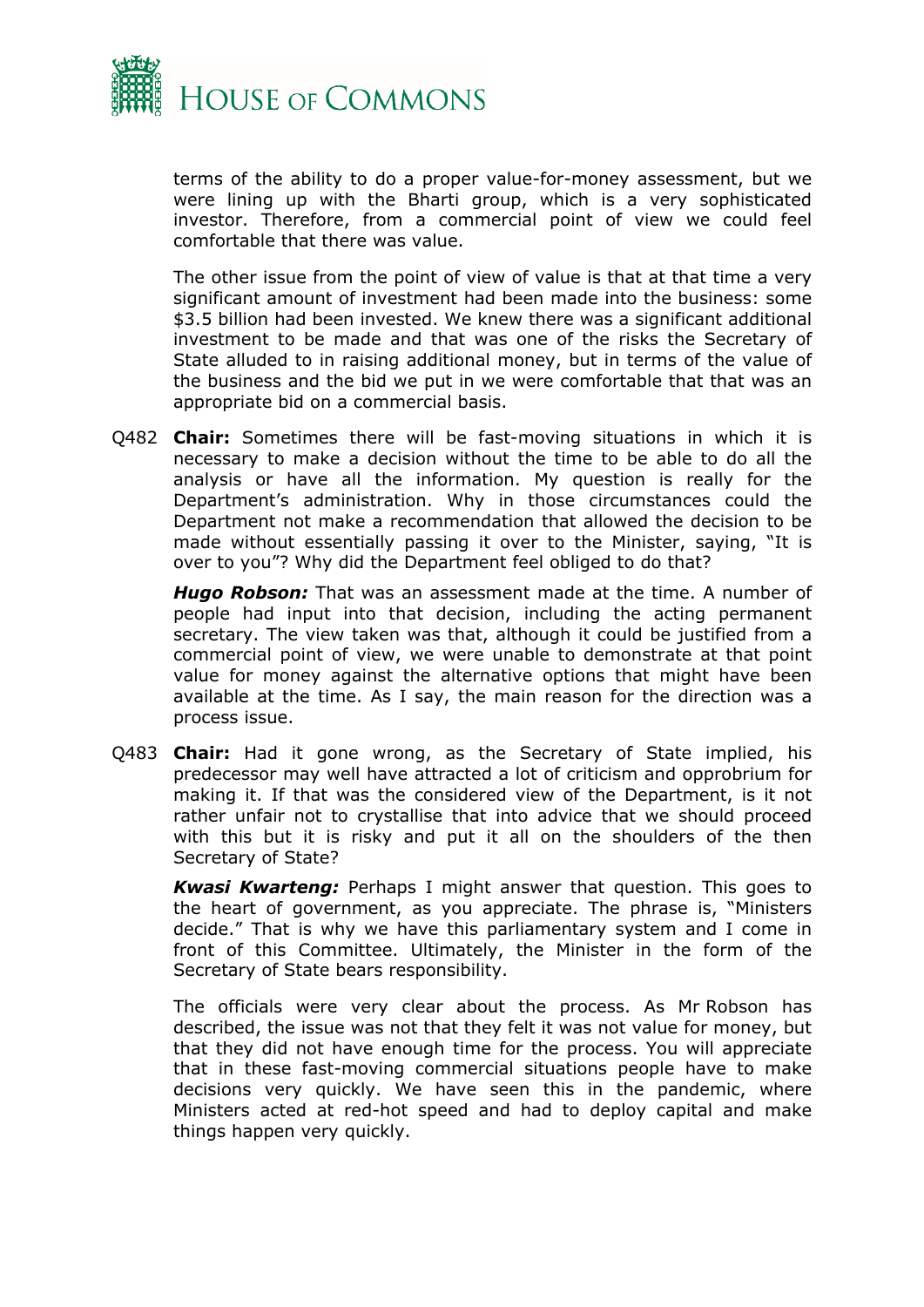terms of the ability to do a proper value-for-money assessment, but we were lining up with the Bharti group, which is a very sophisticated investor. Therefore, from a commercial point of view we could feel comfortable that there was value.

The other issue from the point of view of value is that at that time a very significant amount of investment had been made into the business: some $3.5 billion had been invested. We knew there was a significant additional investment to be made and that was one of the risks the Secretary of State alluded to in raising additional money, but in terms of the value of the business and the bid we put in we were comfortable that that was an appropriate bid on a commercial basis.

Q482 **Chair:** Sometimes there will be fast-moving situations in which it is necessary to make a decision without the time to be able to do all the analysis or have all the information. My question is really for the Department's administration. Why in those circumstances could the Department not make a recommendation that allowed the decision to be made without essentially passing it over to the Minister, saying, "It is over to you"? Why did the Department feel obliged to do that?

***Hugo Robson:*** That was an assessment made at the time. A number of people had input into that decision, including the acting permanent secretary. The view taken was that, although it could be justified from a commercial point of view, we were unable to demonstrate at that point value for money against the alternative options that might have been available at the time. As I say, the main reason for the direction was a process issue.

Q483 **Chair:** Had it gone wrong, as the Secretary of State implied, his predecessor may well have attracted a lot of criticism and opprobrium for making it. If that was the considered view of the Department, is it not rather unfair not to crystallise that into advice that we should proceed with this but it is risky and put it all on the shoulders of the then Secretary of State?

***Kwasi Kwarteng:*** Perhaps I might answer that question. This goes to the heart of government, as you appreciate. The phrase is, "Ministers decide." That is why we have this parliamentary system and I come in front of this Committee. Ultimately, the Minister in the form of the Secretary of State bears responsibility.

The officials were very clear about the process. As Mr Robson has described, the issue was not that they felt it was not value for money, but that they did not have enough time for the process. You will appreciate that in these fast-moving commercial situations people have to make decisions very quickly. We have seen this in the pandemic, where Ministers acted at red-hot speed and had to deploy capital and make things happen very quickly.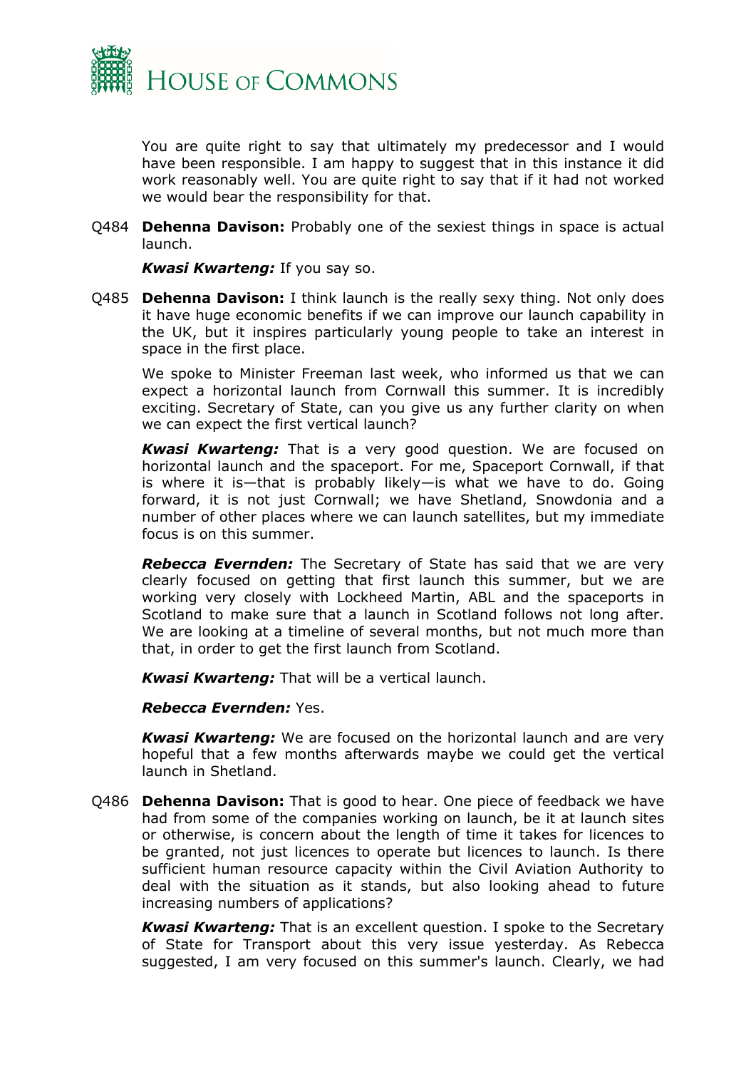You are quite right to say that ultimately my predecessor and I would have been responsible. I am happy to suggest that in this instance it did work reasonably well. You are quite right to say that if it had not worked we would bear the responsibility for that.

Q484 **Dehenna Davison:** Probably one of the sexiest things in space is actual launch.

***Kwasi Kwarteng:*** If you say so.

Q485 **Dehenna Davison:** I think launch is the really sexy thing. Not only does it have huge economic benefits if we can improve our launch capability in the UK, but it inspires particularly young people to take an interest in space in the first place.

We spoke to Minister Freeman last week, who informed us that we can expect a horizontal launch from Cornwall this summer. It is incredibly exciting. Secretary of State, can you give us any further clarity on when we can expect the first vertical launch?

***Kwasi Kwarteng:*** That is a very good question. We are focused on horizontal launch and the spaceport. For me, Spaceport Cornwall, if that is where it is—that is probably likely—is what we have to do. Going forward, it is not just Cornwall; we have Shetland, Snowdonia and a number of other places where we can launch satellites, but my immediate focus is on this summer.

***Rebecca Evernden:*** The Secretary of State has said that we are very clearly focused on getting that first launch this summer, but we are working very closely with Lockheed Martin, ABL and the spaceports in Scotland to make sure that a launch in Scotland follows not long after. We are looking at a timeline of several months, but not much more than that, in order to get the first launch from Scotland.

***Kwasi Kwarteng:*** That will be a vertical launch.

***Rebecca Evernden:*** Yes.

***Kwasi Kwarteng:*** We are focused on the horizontal launch and are very hopeful that a few months afterwards maybe we could get the vertical launch in Shetland.

Q486 **Dehenna Davison:** That is good to hear. One piece of feedback we have had from some of the companies working on launch, be it at launch sites or otherwise, is concern about the length of time it takes for licences to be granted, not just licences to operate but licences to launch. Is there sufficient human resource capacity within the Civil Aviation Authority to deal with the situation as it stands, but also looking ahead to future increasing numbers of applications?

***Kwasi Kwarteng:*** That is an excellent question. I spoke to the Secretary of State for Transport about this very issue yesterday. As Rebecca suggested, I am very focused on this summer's launch. Clearly, we had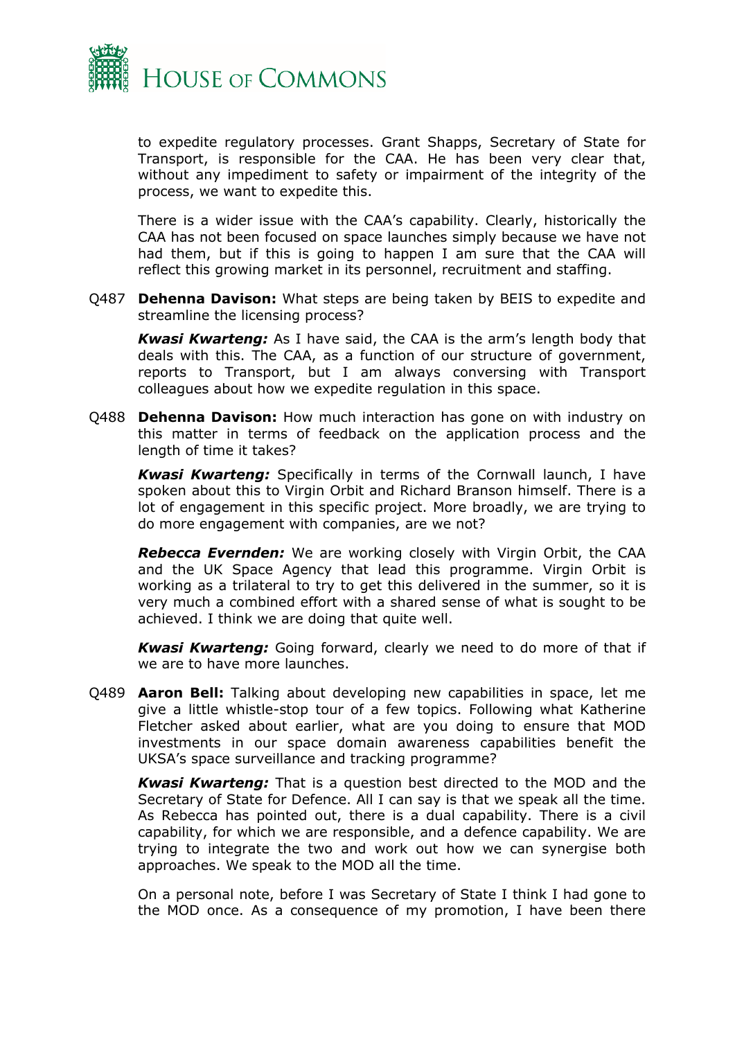to expedite regulatory processes. Grant Shapps, Secretary of State for Transport, is responsible for the CAA. He has been very clear that, without any impediment to safety or impairment of the integrity of the process, we want to expedite this.

There is a wider issue with the CAA's capability. Clearly, historically the CAA has not been focused on space launches simply because we have not had them, but if this is going to happen I am sure that the CAA will reflect this growing market in its personnel, recruitment and staffing.

Q487 **Dehenna Davison:** What steps are being taken by BEIS to expedite and streamline the licensing process?

***Kwasi Kwarteng:*** As I have said, the CAA is the arm's length body that deals with this. The CAA, as a function of our structure of government, reports to Transport, but I am always conversing with Transport colleagues about how we expedite regulation in this space.

Q488 **Dehenna Davison:** How much interaction has gone on with industry on this matter in terms of feedback on the application process and the length of time it takes?

***Kwasi Kwarteng:*** Specifically in terms of the Cornwall launch, I have spoken about this to Virgin Orbit and Richard Branson himself. There is a lot of engagement in this specific project. More broadly, we are trying to do more engagement with companies, are we not?

***Rebecca Evernden:*** We are working closely with Virgin Orbit, the CAA and the UK Space Agency that lead this programme. Virgin Orbit is working as a trilateral to try to get this delivered in the summer, so it is very much a combined effort with a shared sense of what is sought to be achieved. I think we are doing that quite well.

***Kwasi Kwarteng:*** Going forward, clearly we need to do more of that if we are to have more launches.

Q489 **Aaron Bell:** Talking about developing new capabilities in space, let me give a little whistle-stop tour of a few topics. Following what Katherine Fletcher asked about earlier, what are you doing to ensure that MOD investments in our space domain awareness capabilities benefit the UKSA's space surveillance and tracking programme?

***Kwasi Kwarteng:*** That is a question best directed to the MOD and the Secretary of State for Defence. All I can say is that we speak all the time. As Rebecca has pointed out, there is a dual capability. There is a civil capability, for which we are responsible, and a defence capability. We are trying to integrate the two and work out how we can synergise both approaches. We speak to the MOD all the time.

On a personal note, before I was Secretary of State I think I had gone to the MOD once. As a consequence of my promotion, I have been there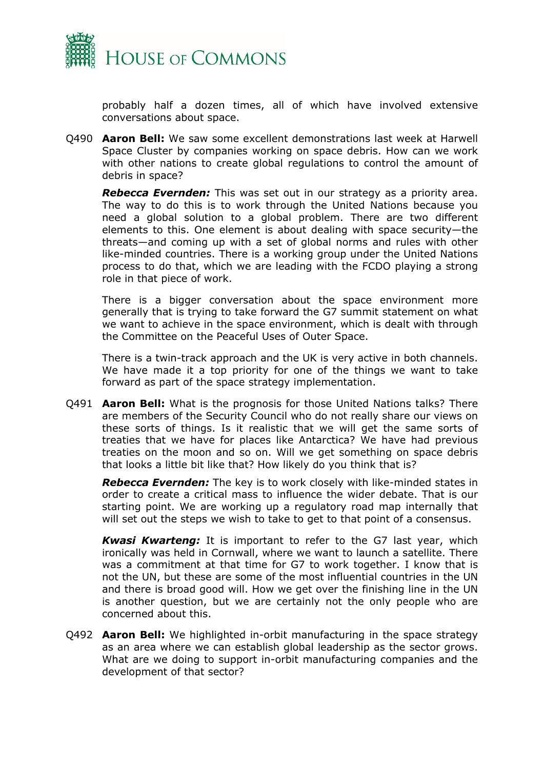probably half a dozen times, all of which have involved extensive conversations about space.

Q490 **Aaron Bell:** We saw some excellent demonstrations last week at Harwell Space Cluster by companies working on space debris. How can we work with other nations to create global regulations to control the amount of debris in space?

***Rebecca Evernden:*** This was set out in our strategy as a priority area. The way to do this is to work through the United Nations because you need a global solution to a global problem. There are two different elements to this. One element is about dealing with space security—the threats—and coming up with a set of global norms and rules with other like-minded countries. There is a working group under the United Nations process to do that, which we are leading with the FCDO playing a strong role in that piece of work.

There is a bigger conversation about the space environment more generally that is trying to take forward the G7 summit statement on what we want to achieve in the space environment, which is dealt with through the Committee on the Peaceful Uses of Outer Space.

There is a twin-track approach and the UK is very active in both channels. We have made it a top priority for one of the things we want to take forward as part of the space strategy implementation.

Q491 **Aaron Bell:** What is the prognosis for those United Nations talks? There are members of the Security Council who do not really share our views on these sorts of things. Is it realistic that we will get the same sorts of treaties that we have for places like Antarctica? We have had previous treaties on the moon and so on. Will we get something on space debris that looks a little bit like that? How likely do you think that is?

***Rebecca Evernden:*** The key is to work closely with like-minded states in order to create a critical mass to influence the wider debate. That is our starting point. We are working up a regulatory road map internally that will set out the steps we wish to take to get to that point of a consensus.

***Kwasi Kwarteng:*** It is important to refer to the G7 last year, which ironically was held in Cornwall, where we want to launch a satellite. There was a commitment at that time for G7 to work together. I know that is not the UN, but these are some of the most influential countries in the UN and there is broad good will. How we get over the finishing line in the UN is another question, but we are certainly not the only people who are concerned about this.

Q492 **Aaron Bell:** We highlighted in-orbit manufacturing in the space strategy as an area where we can establish global leadership as the sector grows. What are we doing to support in-orbit manufacturing companies and the development of that sector?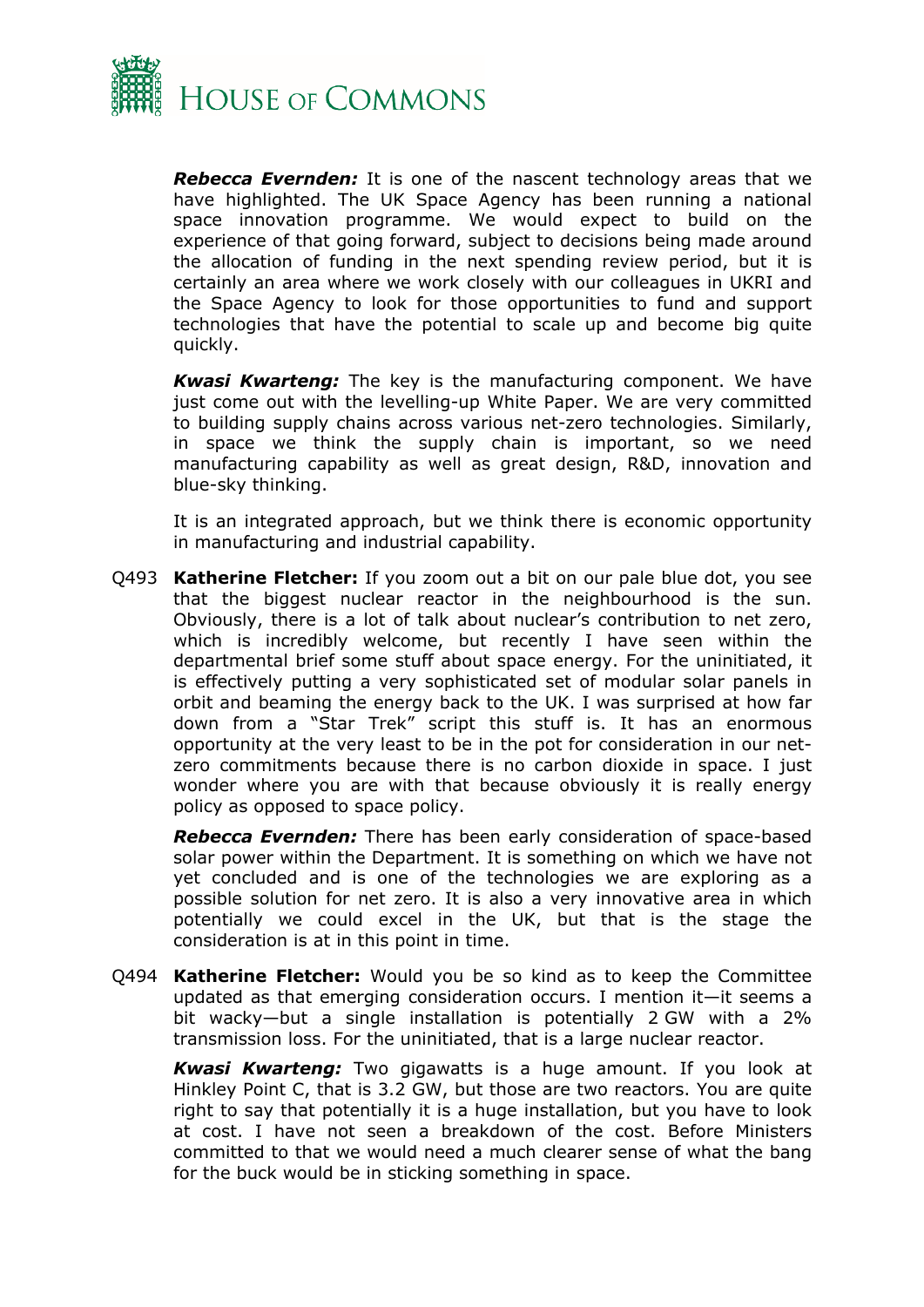***Rebecca Evernden:*** It is one of the nascent technology areas that we have highlighted. The UK Space Agency has been running a national space innovation programme. We would expect to build on the experience of that going forward, subject to decisions being made around the allocation of funding in the next spending review period, but it is certainly an area where we work closely with our colleagues in UKRI and the Space Agency to look for those opportunities to fund and support technologies that have the potential to scale up and become big quite quickly.

***Kwasi Kwarteng:*** The key is the manufacturing component. We have just come out with the levelling-up White Paper. We are very committed to building supply chains across various net-zero technologies. Similarly, in space we think the supply chain is important, so we need manufacturing capability as well as great design, R&D, innovation and blue-sky thinking.

It is an integrated approach, but we think there is economic opportunity in manufacturing and industrial capability.

Q493 **Katherine Fletcher:** If you zoom out a bit on our pale blue dot, you see that the biggest nuclear reactor in the neighbourhood is the sun. Obviously, there is a lot of talk about nuclear's contribution to net zero, which is incredibly welcome, but recently I have seen within the departmental brief some stuff about space energy. For the uninitiated, it is effectively putting a very sophisticated set of modular solar panels in orbit and beaming the energy back to the UK. I was surprised at how far down from a "Star Trek" script this stuff is. It has an enormous opportunity at the very least to be in the pot for consideration in our net-zero commitments because there is no carbon dioxide in space. I just wonder where you are with that because obviously it is really energy policy as opposed to space policy.

***Rebecca Evernden:*** There has been early consideration of space-based solar power within the Department. It is something on which we have not yet concluded and is one of the technologies we are exploring as a possible solution for net zero. It is also a very innovative area in which potentially we could excel in the UK, but that is the stage the consideration is at in this point in time.

Q494 **Katherine Fletcher:** Would you be so kind as to keep the Committee updated as that emerging consideration occurs. I mention it—it seems a bit wacky—but a single installation is potentially 2 GW with a 2% transmission loss. For the uninitiated, that is a large nuclear reactor.

***Kwasi Kwarteng:*** Two gigawatts is a huge amount. If you look at Hinkley Point C, that is 3.2 GW, but those are two reactors. You are quite right to say that potentially it is a huge installation, but you have to look at cost. I have not seen a breakdown of the cost. Before Ministers committed to that we would need a much clearer sense of what the bang for the buck would be in sticking something in space.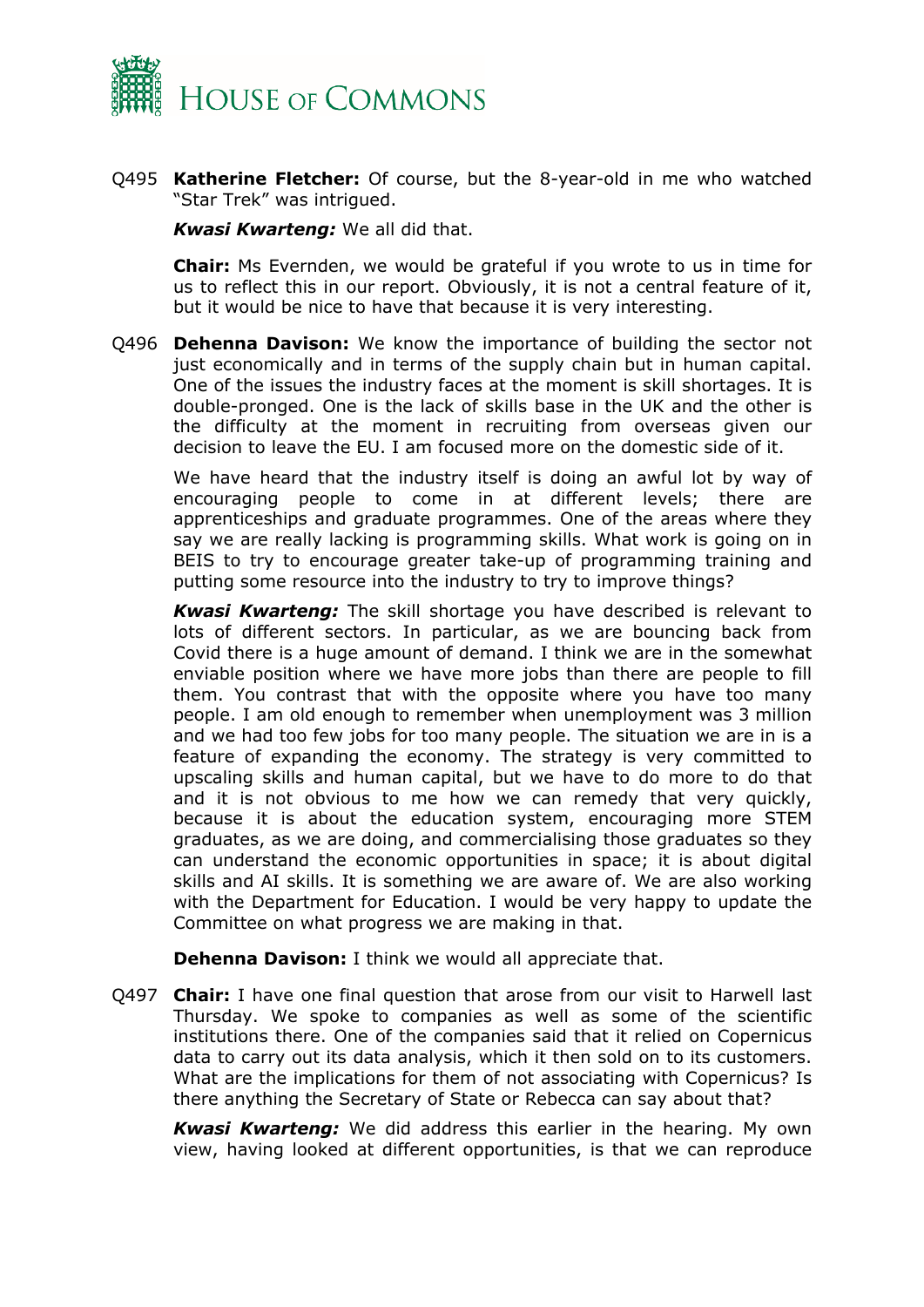Q495 **Katherine Fletcher:** Of course, but the 8-year-old in me who watched "Star Trek" was intrigued.

***Kwasi Kwarteng:*** We all did that.

**Chair:** Ms Evernden, we would be grateful if you wrote to us in time for us to reflect this in our report. Obviously, it is not a central feature of it, but it would be nice to have that because it is very interesting.

Q496 **Dehenna Davison:** We know the importance of building the sector not just economically and in terms of the supply chain but in human capital. One of the issues the industry faces at the moment is skill shortages. It is double-pronged. One is the lack of skills base in the UK and the other is the difficulty at the moment in recruiting from overseas given our decision to leave the EU. I am focused more on the domestic side of it.

We have heard that the industry itself is doing an awful lot by way of encouraging people to come in at different levels; there are apprenticeships and graduate programmes. One of the areas where they say we are really lacking is programming skills. What work is going on in BEIS to try to encourage greater take-up of programming training and putting some resource into the industry to try to improve things?

***Kwasi Kwarteng:*** The skill shortage you have described is relevant to lots of different sectors. In particular, as we are bouncing back from Covid there is a huge amount of demand. I think we are in the somewhat enviable position where we have more jobs than there are people to fill them. You contrast that with the opposite where you have too many people. I am old enough to remember when unemployment was 3 million and we had too few jobs for too many people. The situation we are in is a feature of expanding the economy. The strategy is very committed to upscaling skills and human capital, but we have to do more to do that and it is not obvious to me how we can remedy that very quickly, because it is about the education system, encouraging more STEM graduates, as we are doing, and commercialising those graduates so they can understand the economic opportunities in space; it is about digital skills and AI skills. It is something we are aware of. We are also working with the Department for Education. I would be very happy to update the Committee on what progress we are making in that.

**Dehenna Davison:** I think we would all appreciate that.

Q497 **Chair:** I have one final question that arose from our visit to Harwell last Thursday. We spoke to companies as well as some of the scientific institutions there. One of the companies said that it relied on Copernicus data to carry out its data analysis, which it then sold on to its customers. What are the implications for them of not associating with Copernicus? Is there anything the Secretary of State or Rebecca can say about that?

***Kwasi Kwarteng:*** We did address this earlier in the hearing. My own view, having looked at different opportunities, is that we can reproduce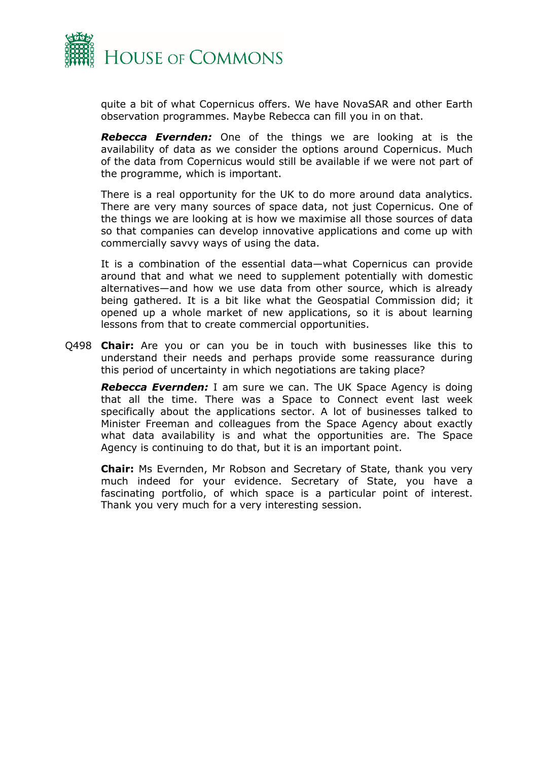quite a bit of what Copernicus offers. We have NovaSAR and other Earth observation programmes. Maybe Rebecca can fill you in on that.

***Rebecca Evernden:*** One of the things we are looking at is the availability of data as we consider the options around Copernicus. Much of the data from Copernicus would still be available if we were not part of the programme, which is important.

There is a real opportunity for the UK to do more around data analytics. There are very many sources of space data, not just Copernicus. One of the things we are looking at is how we maximise all those sources of data so that companies can develop innovative applications and come up with commercially savvy ways of using the data.

It is a combination of the essential data—what Copernicus can provide around that and what we need to supplement potentially with domestic alternatives—and how we use data from other source, which is already being gathered. It is a bit like what the Geospatial Commission did; it opened up a whole market of new applications, so it is about learning lessons from that to create commercial opportunities.

Q498 **Chair:** Are you or can you be in touch with businesses like this to understand their needs and perhaps provide some reassurance during this period of uncertainty in which negotiations are taking place?

***Rebecca Evernden:*** I am sure we can. The UK Space Agency is doing that all the time. There was a Space to Connect event last week specifically about the applications sector. A lot of businesses talked to Minister Freeman and colleagues from the Space Agency about exactly what data availability is and what the opportunities are. The Space Agency is continuing to do that, but it is an important point.

**Chair:** Ms Evernden, Mr Robson and Secretary of State, thank you very much indeed for your evidence. Secretary of State, you have a fascinating portfolio, of which space is a particular point of interest. Thank you very much for a very interesting session.